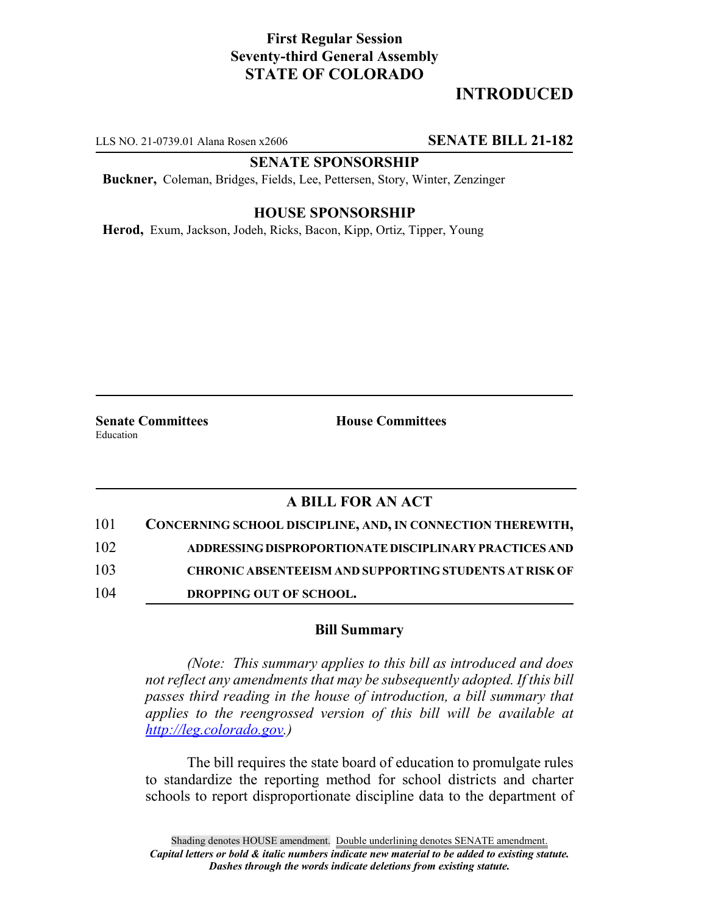**First Regular Session**
**Seventy-third General Assembly**
**STATE OF COLORADO**

# INTRODUCED

LLS NO. 21-0739.01 Alana Rosen x2606 **SENATE BILL 21-182**

**SENATE SPONSORSHIP**

**Buckner,** Coleman, Bridges, Fields, Lee, Pettersen, Story, Winter, Zenzinger

**HOUSE SPONSORSHIP**

**Herod,** Exum, Jackson, Jodeh, Ricks, Bacon, Kipp, Ortiz, Tipper, Young

**Senate Committees**
Education

**House Committees**

## A BILL FOR AN ACT

101 **CONCERNING SCHOOL DISCIPLINE, AND, IN CONNECTION THEREWITH,**
102 **ADDRESSING DISPROPORTIONATE DISCIPLINARY PRACTICES AND**
103 **CHRONIC ABSENTEEISM AND SUPPORTING STUDENTS AT RISK OF**
104 **DROPPING OUT OF SCHOOL.**

### Bill Summary

*(Note: This summary applies to this bill as introduced and does not reflect any amendments that may be subsequently adopted. If this bill passes third reading in the house of introduction, a bill summary that applies to the reengrossed version of this bill will be available at http://leg.colorado.gov.)*

The bill requires the state board of education to promulgate rules to standardize the reporting method for school districts and charter schools to report disproportionate discipline data to the department of

Shading denotes HOUSE amendment. Double underlining denotes SENATE amendment.
*Capital letters or bold & italic numbers indicate new material to be added to existing statute.*
*Dashes through the words indicate deletions from existing statute.*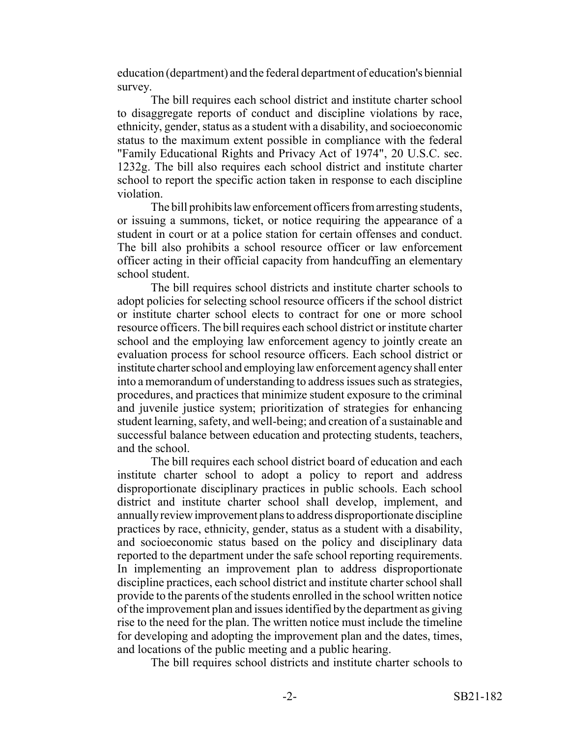education (department) and the federal department of education's biennial survey.

The bill requires each school district and institute charter school to disaggregate reports of conduct and discipline violations by race, ethnicity, gender, status as a student with a disability, and socioeconomic status to the maximum extent possible in compliance with the federal "Family Educational Rights and Privacy Act of 1974", 20 U.S.C. sec. 1232g. The bill also requires each school district and institute charter school to report the specific action taken in response to each discipline violation.

The bill prohibits law enforcement officers from arresting students, or issuing a summons, ticket, or notice requiring the appearance of a student in court or at a police station for certain offenses and conduct. The bill also prohibits a school resource officer or law enforcement officer acting in their official capacity from handcuffing an elementary school student.

The bill requires school districts and institute charter schools to adopt policies for selecting school resource officers if the school district or institute charter school elects to contract for one or more school resource officers. The bill requires each school district or institute charter school and the employing law enforcement agency to jointly create an evaluation process for school resource officers. Each school district or institute charter school and employing law enforcement agency shall enter into a memorandum of understanding to address issues such as strategies, procedures, and practices that minimize student exposure to the criminal and juvenile justice system; prioritization of strategies for enhancing student learning, safety, and well-being; and creation of a sustainable and successful balance between education and protecting students, teachers, and the school.

The bill requires each school district board of education and each institute charter school to adopt a policy to report and address disproportionate disciplinary practices in public schools. Each school district and institute charter school shall develop, implement, and annually review improvement plans to address disproportionate discipline practices by race, ethnicity, gender, status as a student with a disability, and socioeconomic status based on the policy and disciplinary data reported to the department under the safe school reporting requirements. In implementing an improvement plan to address disproportionate discipline practices, each school district and institute charter school shall provide to the parents of the students enrolled in the school written notice of the improvement plan and issues identified by the department as giving rise to the need for the plan. The written notice must include the timeline for developing and adopting the improvement plan and the dates, times, and locations of the public meeting and a public hearing.

The bill requires school districts and institute charter schools to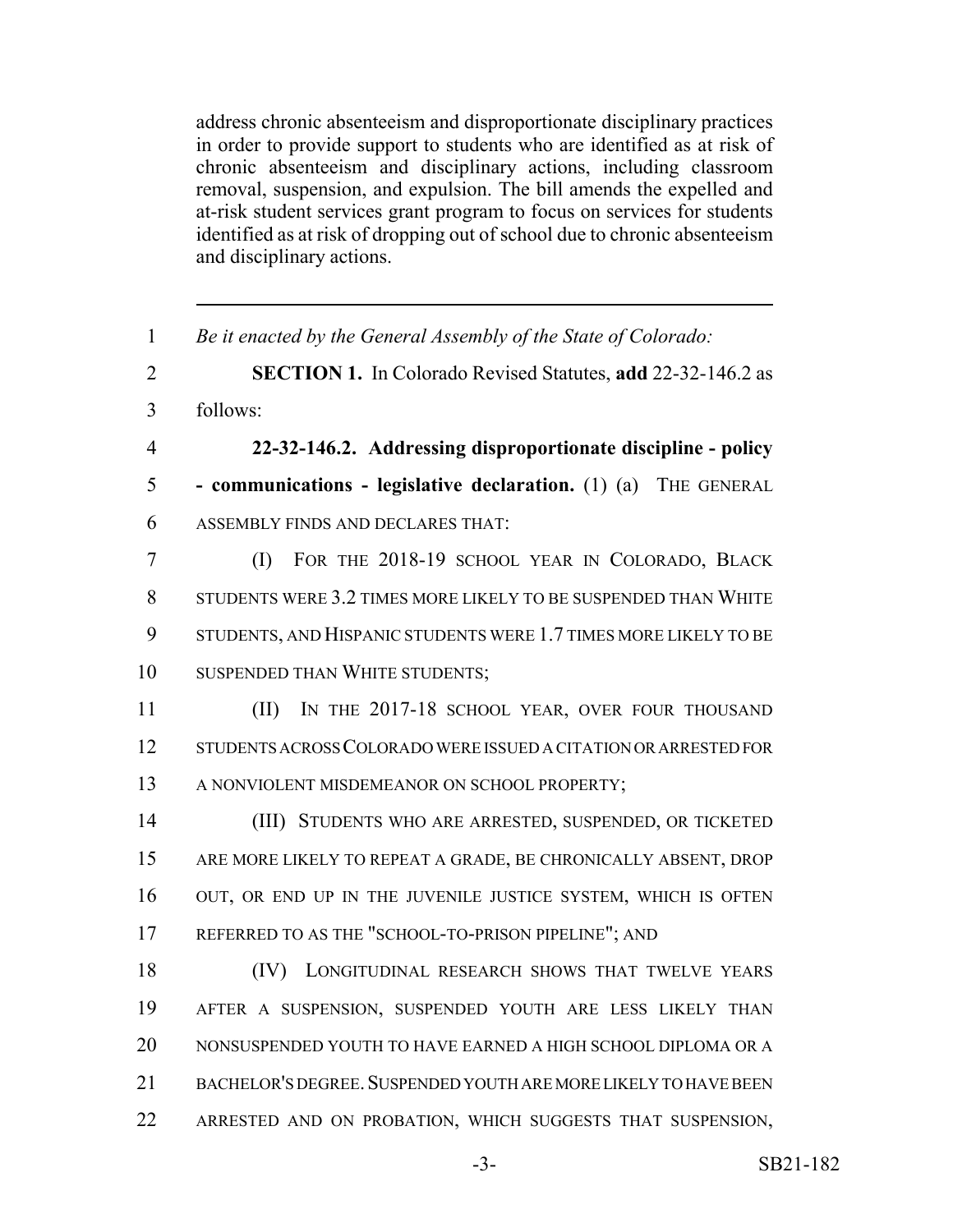address chronic absenteeism and disproportionate disciplinary practices in order to provide support to students who are identified as at risk of chronic absenteeism and disciplinary actions, including classroom removal, suspension, and expulsion. The bill amends the expelled and at-risk student services grant program to focus on services for students identified as at risk of dropping out of school due to chronic absenteeism and disciplinary actions.

---

1 *Be it enacted by the General Assembly of the State of Colorado:*

2 **SECTION 1.** In Colorado Revised Statutes, **add** 22-32-146.2 as
3 follows:

4 **22-32-146.2. Addressing disproportionate discipline - policy**
5 **- communications - legislative declaration.** (1) (a) THE GENERAL
6 ASSEMBLY FINDS AND DECLARES THAT:

7 (I) FOR THE 2018-19 SCHOOL YEAR IN COLORADO, BLACK
8 STUDENTS WERE 3.2 TIMES MORE LIKELY TO BE SUSPENDED THAN WHITE
9 STUDENTS, AND HISPANIC STUDENTS WERE 1.7 TIMES MORE LIKELY TO BE
10 SUSPENDED THAN WHITE STUDENTS;

11 (II) IN THE 2017-18 SCHOOL YEAR, OVER FOUR THOUSAND
12 STUDENTS ACROSS COLORADO WERE ISSUED A CITATION OR ARRESTED FOR
13 A NONVIOLENT MISDEMEANOR ON SCHOOL PROPERTY;

14 (III) STUDENTS WHO ARE ARRESTED, SUSPENDED, OR TICKETED
15 ARE MORE LIKELY TO REPEAT A GRADE, BE CHRONICALLY ABSENT, DROP
16 OUT, OR END UP IN THE JUVENILE JUSTICE SYSTEM, WHICH IS OFTEN
17 REFERRED TO AS THE "SCHOOL-TO-PRISON PIPELINE"; AND

18 (IV) LONGITUDINAL RESEARCH SHOWS THAT TWELVE YEARS
19 AFTER A SUSPENSION, SUSPENDED YOUTH ARE LESS LIKELY THAN
20 NONSUSPENDED YOUTH TO HAVE EARNED A HIGH SCHOOL DIPLOMA OR A
21 BACHELOR'S DEGREE. SUSPENDED YOUTH ARE MORE LIKELY TO HAVE BEEN
22 ARRESTED AND ON PROBATION, WHICH SUGGESTS THAT SUSPENSION,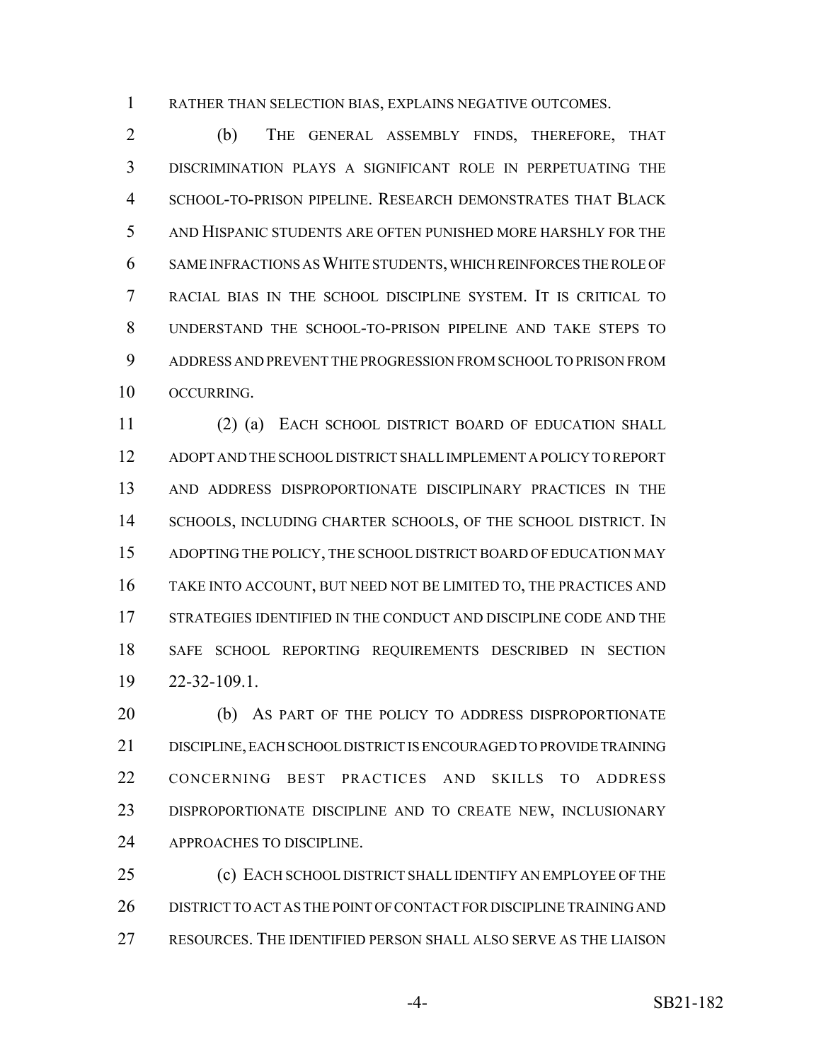RATHER THAN SELECTION BIAS, EXPLAINS NEGATIVE OUTCOMES.

(b) THE GENERAL ASSEMBLY FINDS, THEREFORE, THAT DISCRIMINATION PLAYS A SIGNIFICANT ROLE IN PERPETUATING THE SCHOOL-TO-PRISON PIPELINE. RESEARCH DEMONSTRATES THAT BLACK AND HISPANIC STUDENTS ARE OFTEN PUNISHED MORE HARSHLY FOR THE SAME INFRACTIONS AS WHITE STUDENTS, WHICH REINFORCES THE ROLE OF RACIAL BIAS IN THE SCHOOL DISCIPLINE SYSTEM. IT IS CRITICAL TO UNDERSTAND THE SCHOOL-TO-PRISON PIPELINE AND TAKE STEPS TO ADDRESS AND PREVENT THE PROGRESSION FROM SCHOOL TO PRISON FROM OCCURRING.

(2) (a) EACH SCHOOL DISTRICT BOARD OF EDUCATION SHALL ADOPT AND THE SCHOOL DISTRICT SHALL IMPLEMENT A POLICY TO REPORT AND ADDRESS DISPROPORTIONATE DISCIPLINARY PRACTICES IN THE SCHOOLS, INCLUDING CHARTER SCHOOLS, OF THE SCHOOL DISTRICT. IN ADOPTING THE POLICY, THE SCHOOL DISTRICT BOARD OF EDUCATION MAY TAKE INTO ACCOUNT, BUT NEED NOT BE LIMITED TO, THE PRACTICES AND STRATEGIES IDENTIFIED IN THE CONDUCT AND DISCIPLINE CODE AND THE SAFE SCHOOL REPORTING REQUIREMENTS DESCRIBED IN SECTION 22-32-109.1.

(b) AS PART OF THE POLICY TO ADDRESS DISPROPORTIONATE DISCIPLINE, EACH SCHOOL DISTRICT IS ENCOURAGED TO PROVIDE TRAINING CONCERNING BEST PRACTICES AND SKILLS TO ADDRESS DISPROPORTIONATE DISCIPLINE AND TO CREATE NEW, INCLUSIONARY APPROACHES TO DISCIPLINE.

(c) EACH SCHOOL DISTRICT SHALL IDENTIFY AN EMPLOYEE OF THE DISTRICT TO ACT AS THE POINT OF CONTACT FOR DISCIPLINE TRAINING AND RESOURCES. THE IDENTIFIED PERSON SHALL ALSO SERVE AS THE LIAISON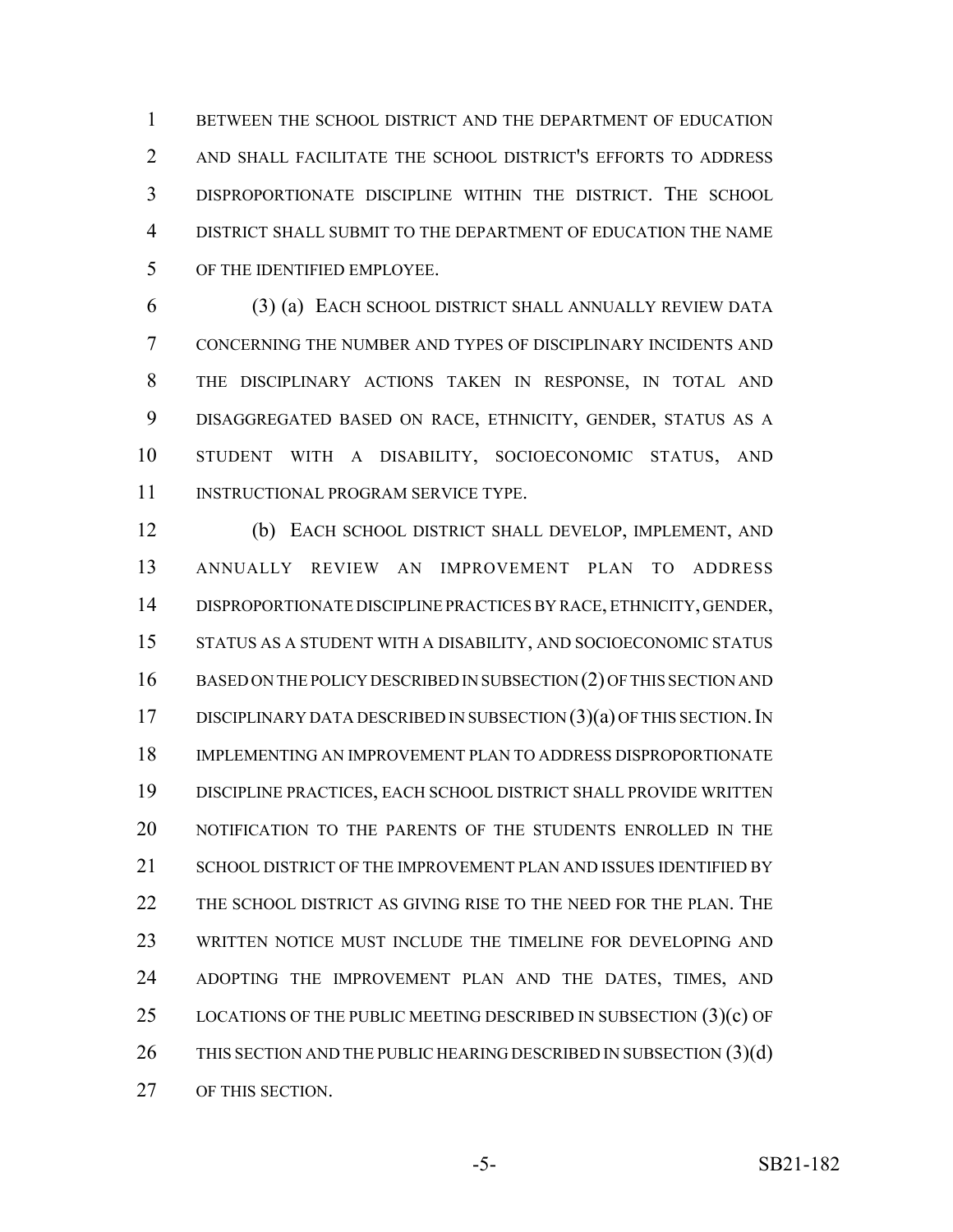BETWEEN THE SCHOOL DISTRICT AND THE DEPARTMENT OF EDUCATION AND SHALL FACILITATE THE SCHOOL DISTRICT'S EFFORTS TO ADDRESS DISPROPORTIONATE DISCIPLINE WITHIN THE DISTRICT. THE SCHOOL DISTRICT SHALL SUBMIT TO THE DEPARTMENT OF EDUCATION THE NAME OF THE IDENTIFIED EMPLOYEE.

(3) (a) EACH SCHOOL DISTRICT SHALL ANNUALLY REVIEW DATA CONCERNING THE NUMBER AND TYPES OF DISCIPLINARY INCIDENTS AND THE DISCIPLINARY ACTIONS TAKEN IN RESPONSE, IN TOTAL AND DISAGGREGATED BASED ON RACE, ETHNICITY, GENDER, STATUS AS A STUDENT WITH A DISABILITY, SOCIOECONOMIC STATUS, AND INSTRUCTIONAL PROGRAM SERVICE TYPE.

(b) EACH SCHOOL DISTRICT SHALL DEVELOP, IMPLEMENT, AND ANNUALLY REVIEW AN IMPROVEMENT PLAN TO ADDRESS DISPROPORTIONATE DISCIPLINE PRACTICES BY RACE, ETHNICITY, GENDER, STATUS AS A STUDENT WITH A DISABILITY, AND SOCIOECONOMIC STATUS BASED ON THE POLICY DESCRIBED IN SUBSECTION (2) OF THIS SECTION AND DISCIPLINARY DATA DESCRIBED IN SUBSECTION (3)(a) OF THIS SECTION. IN IMPLEMENTING AN IMPROVEMENT PLAN TO ADDRESS DISPROPORTIONATE DISCIPLINE PRACTICES, EACH SCHOOL DISTRICT SHALL PROVIDE WRITTEN NOTIFICATION TO THE PARENTS OF THE STUDENTS ENROLLED IN THE SCHOOL DISTRICT OF THE IMPROVEMENT PLAN AND ISSUES IDENTIFIED BY THE SCHOOL DISTRICT AS GIVING RISE TO THE NEED FOR THE PLAN. THE WRITTEN NOTICE MUST INCLUDE THE TIMELINE FOR DEVELOPING AND ADOPTING THE IMPROVEMENT PLAN AND THE DATES, TIMES, AND LOCATIONS OF THE PUBLIC MEETING DESCRIBED IN SUBSECTION (3)(c) OF THIS SECTION AND THE PUBLIC HEARING DESCRIBED IN SUBSECTION (3)(d) OF THIS SECTION.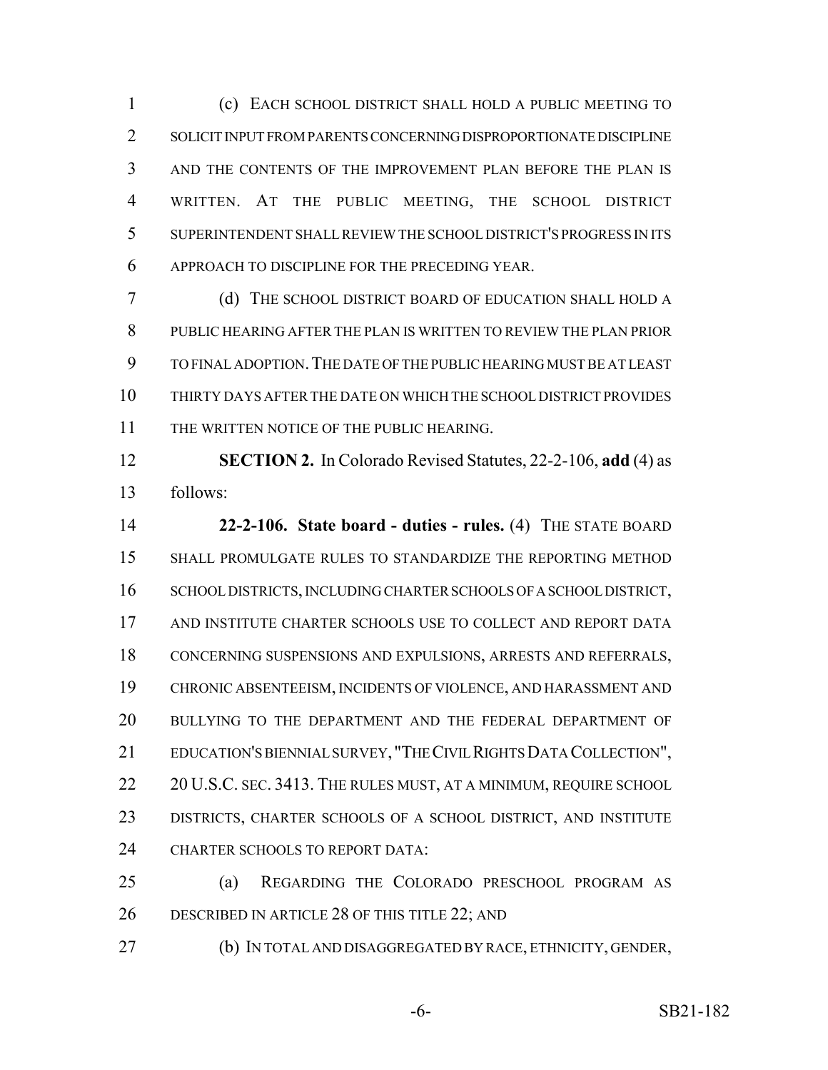(c) EACH SCHOOL DISTRICT SHALL HOLD A PUBLIC MEETING TO SOLICIT INPUT FROM PARENTS CONCERNING DISPROPORTIONATE DISCIPLINE AND THE CONTENTS OF THE IMPROVEMENT PLAN BEFORE THE PLAN IS WRITTEN. AT THE PUBLIC MEETING, THE SCHOOL DISTRICT SUPERINTENDENT SHALL REVIEW THE SCHOOL DISTRICT'S PROGRESS IN ITS APPROACH TO DISCIPLINE FOR THE PRECEDING YEAR.

(d) THE SCHOOL DISTRICT BOARD OF EDUCATION SHALL HOLD A PUBLIC HEARING AFTER THE PLAN IS WRITTEN TO REVIEW THE PLAN PRIOR TO FINAL ADOPTION. THE DATE OF THE PUBLIC HEARING MUST BE AT LEAST THIRTY DAYS AFTER THE DATE ON WHICH THE SCHOOL DISTRICT PROVIDES THE WRITTEN NOTICE OF THE PUBLIC HEARING.

**SECTION 2.** In Colorado Revised Statutes, 22-2-106, **add** (4) as follows:

**22-2-106. State board - duties - rules.** (4) THE STATE BOARD SHALL PROMULGATE RULES TO STANDARDIZE THE REPORTING METHOD SCHOOL DISTRICTS, INCLUDING CHARTER SCHOOLS OF A SCHOOL DISTRICT, AND INSTITUTE CHARTER SCHOOLS USE TO COLLECT AND REPORT DATA CONCERNING SUSPENSIONS AND EXPULSIONS, ARRESTS AND REFERRALS, CHRONIC ABSENTEEISM, INCIDENTS OF VIOLENCE, AND HARASSMENT AND BULLYING TO THE DEPARTMENT AND THE FEDERAL DEPARTMENT OF EDUCATION'S BIENNIAL SURVEY, "THE CIVIL RIGHTS DATA COLLECTION", 20 U.S.C. SEC. 3413. THE RULES MUST, AT A MINIMUM, REQUIRE SCHOOL DISTRICTS, CHARTER SCHOOLS OF A SCHOOL DISTRICT, AND INSTITUTE CHARTER SCHOOLS TO REPORT DATA:

(a) REGARDING THE COLORADO PRESCHOOL PROGRAM AS DESCRIBED IN ARTICLE 28 OF THIS TITLE 22; AND

(b) IN TOTAL AND DISAGGREGATED BY RACE, ETHNICITY, GENDER,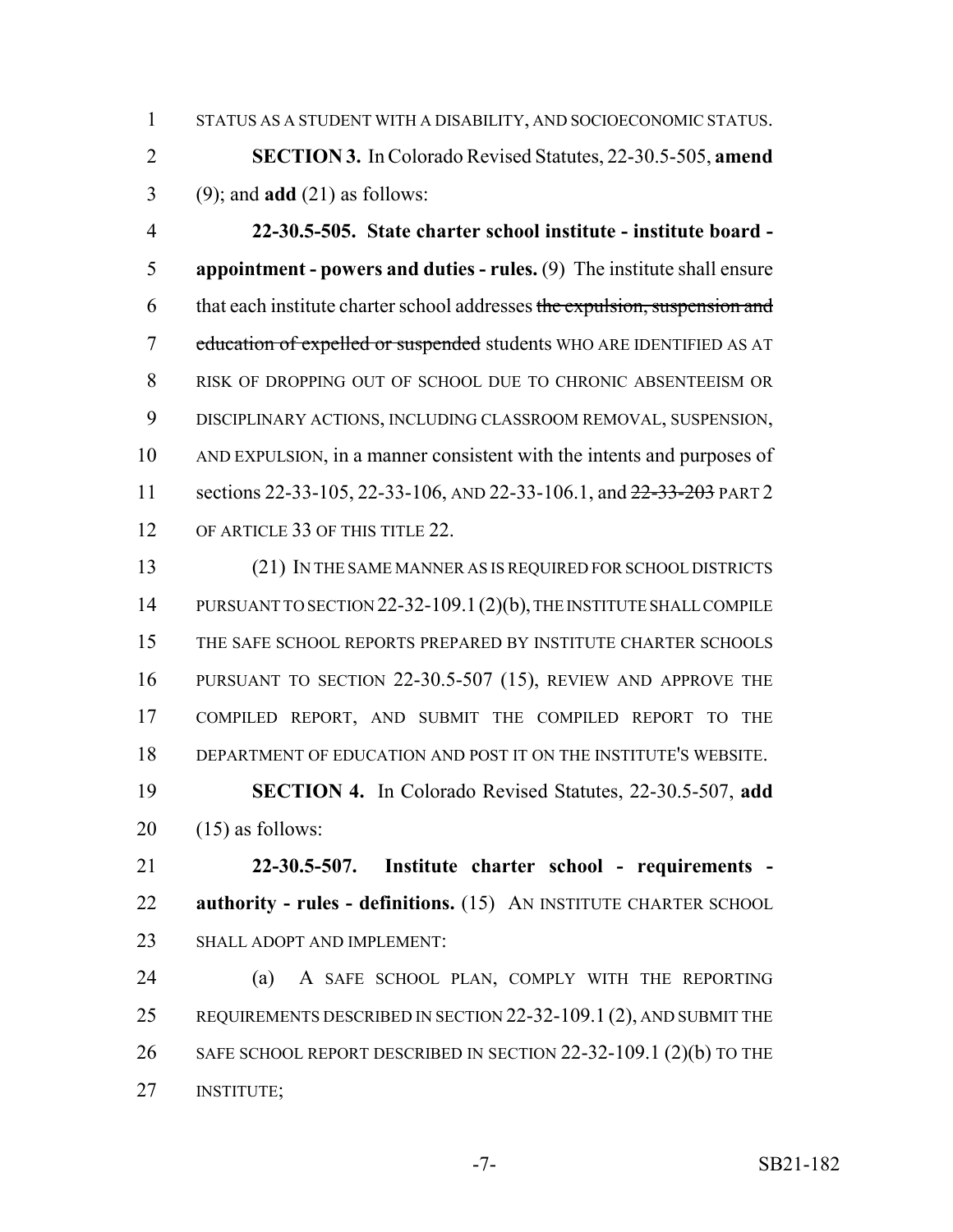STATUS AS A STUDENT WITH A DISABILITY, AND SOCIOECONOMIC STATUS.

**SECTION 3.** In Colorado Revised Statutes, 22-30.5-505, **amend** (9); and **add** (21) as follows:

**22-30.5-505. State charter school institute - institute board - appointment - powers and duties - rules.** (9) The institute shall ensure that each institute charter school addresses ~~the expulsion, suspension and education of expelled or suspended~~ students WHO ARE IDENTIFIED AS AT RISK OF DROPPING OUT OF SCHOOL DUE TO CHRONIC ABSENTEEISM OR DISCIPLINARY ACTIONS, INCLUDING CLASSROOM REMOVAL, SUSPENSION, AND EXPULSION, in a manner consistent with the intents and purposes of sections 22-33-105, 22-33-106, AND 22-33-106.1, and ~~22-33-203~~ PART 2 OF ARTICLE 33 OF THIS TITLE 22.

(21) IN THE SAME MANNER AS IS REQUIRED FOR SCHOOL DISTRICTS PURSUANT TO SECTION 22-32-109.1 (2)(b), THE INSTITUTE SHALL COMPILE THE SAFE SCHOOL REPORTS PREPARED BY INSTITUTE CHARTER SCHOOLS PURSUANT TO SECTION 22-30.5-507 (15), REVIEW AND APPROVE THE COMPILED REPORT, AND SUBMIT THE COMPILED REPORT TO THE DEPARTMENT OF EDUCATION AND POST IT ON THE INSTITUTE'S WEBSITE.

**SECTION 4.** In Colorado Revised Statutes, 22-30.5-507, **add** (15) as follows:

**22-30.5-507. Institute charter school - requirements - authority - rules - definitions.** (15) AN INSTITUTE CHARTER SCHOOL SHALL ADOPT AND IMPLEMENT:

(a) A SAFE SCHOOL PLAN, COMPLY WITH THE REPORTING REQUIREMENTS DESCRIBED IN SECTION 22-32-109.1 (2), AND SUBMIT THE SAFE SCHOOL REPORT DESCRIBED IN SECTION 22-32-109.1 (2)(b) TO THE INSTITUTE;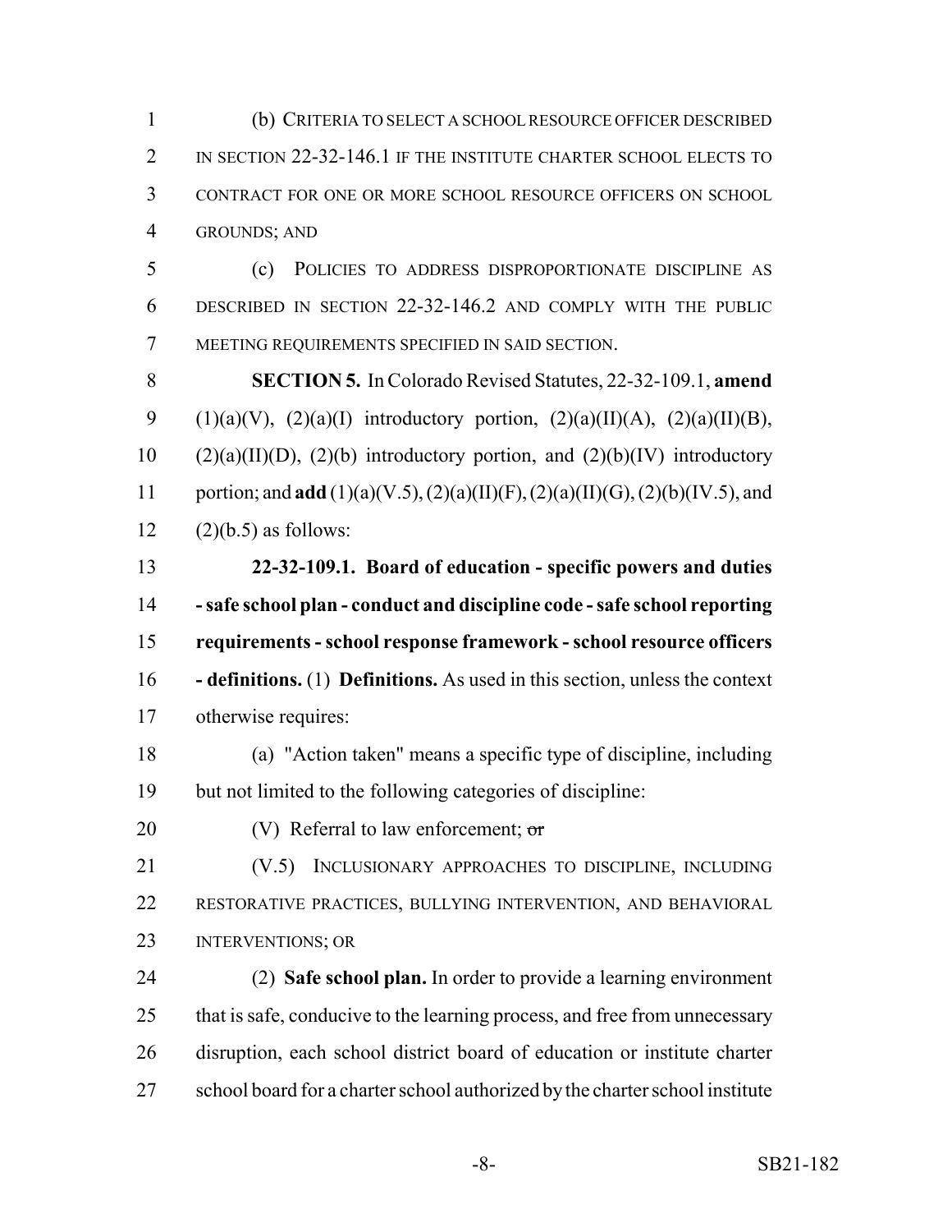(b) CRITERIA TO SELECT A SCHOOL RESOURCE OFFICER DESCRIBED IN SECTION 22-32-146.1 IF THE INSTITUTE CHARTER SCHOOL ELECTS TO CONTRACT FOR ONE OR MORE SCHOOL RESOURCE OFFICERS ON SCHOOL GROUNDS; AND

(c) POLICIES TO ADDRESS DISPROPORTIONATE DISCIPLINE AS DESCRIBED IN SECTION 22-32-146.2 AND COMPLY WITH THE PUBLIC MEETING REQUIREMENTS SPECIFIED IN SAID SECTION.

**SECTION 5.** In Colorado Revised Statutes, 22-32-109.1, **amend** (1)(a)(V), (2)(a)(I) introductory portion, (2)(a)(II)(A), (2)(a)(II)(B), (2)(a)(II)(D), (2)(b) introductory portion, and (2)(b)(IV) introductory portion; and **add** (1)(a)(V.5), (2)(a)(II)(F), (2)(a)(II)(G), (2)(b)(IV.5), and (2)(b.5) as follows:

**22-32-109.1. Board of education - specific powers and duties - safe school plan - conduct and discipline code - safe school reporting requirements - school response framework - school resource officers - definitions.** (1) **Definitions.** As used in this section, unless the context otherwise requires:

(a) "Action taken" means a specific type of discipline, including but not limited to the following categories of discipline:

(V) Referral to law enforcement; ~~or~~

(V.5) INCLUSIONARY APPROACHES TO DISCIPLINE, INCLUDING RESTORATIVE PRACTICES, BULLYING INTERVENTION, AND BEHAVIORAL INTERVENTIONS; OR

(2) **Safe school plan.** In order to provide a learning environment that is safe, conducive to the learning process, and free from unnecessary disruption, each school district board of education or institute charter school board for a charter school authorized by the charter school institute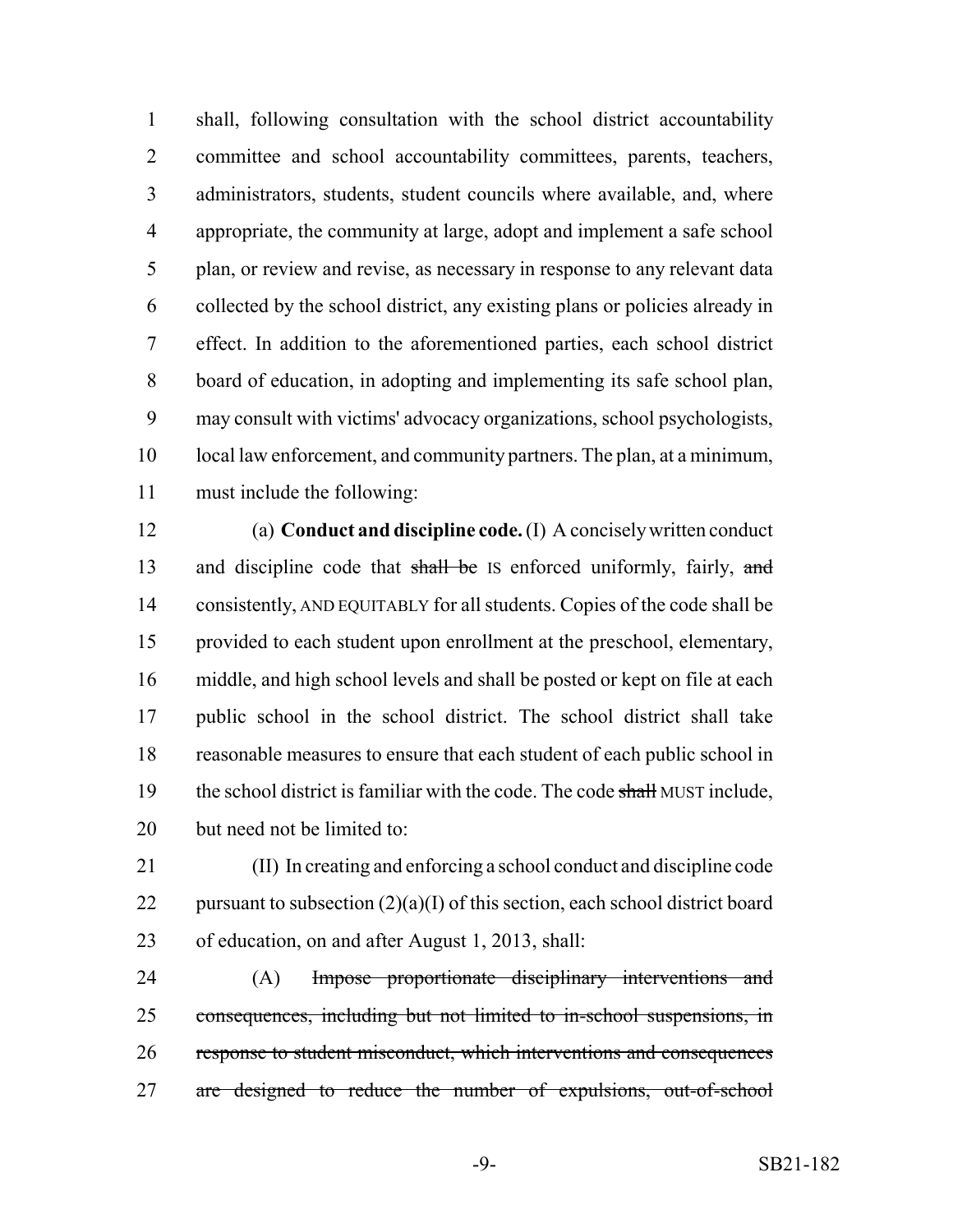shall, following consultation with the school district accountability committee and school accountability committees, parents, teachers, administrators, students, student councils where available, and, where appropriate, the community at large, adopt and implement a safe school plan, or review and revise, as necessary in response to any relevant data collected by the school district, any existing plans or policies already in effect. In addition to the aforementioned parties, each school district board of education, in adopting and implementing its safe school plan, may consult with victims' advocacy organizations, school psychologists, local law enforcement, and community partners. The plan, at a minimum, must include the following:

(a) **Conduct and discipline code.** (I) A concisely written conduct and discipline code that ~~shall be~~ IS enforced uniformly, fairly, ~~and~~ consistently, AND EQUITABLY for all students. Copies of the code shall be provided to each student upon enrollment at the preschool, elementary, middle, and high school levels and shall be posted or kept on file at each public school in the school district. The school district shall take reasonable measures to ensure that each student of each public school in the school district is familiar with the code. The code ~~shall~~ MUST include, but need not be limited to:

(II) In creating and enforcing a school conduct and discipline code pursuant to subsection (2)(a)(I) of this section, each school district board of education, on and after August 1, 2013, shall:

(A) ~~Impose proportionate disciplinary interventions and consequences, including but not limited to in-school suspensions, in response to student misconduct, which interventions and consequences are designed to reduce the number of expulsions, out-of-school~~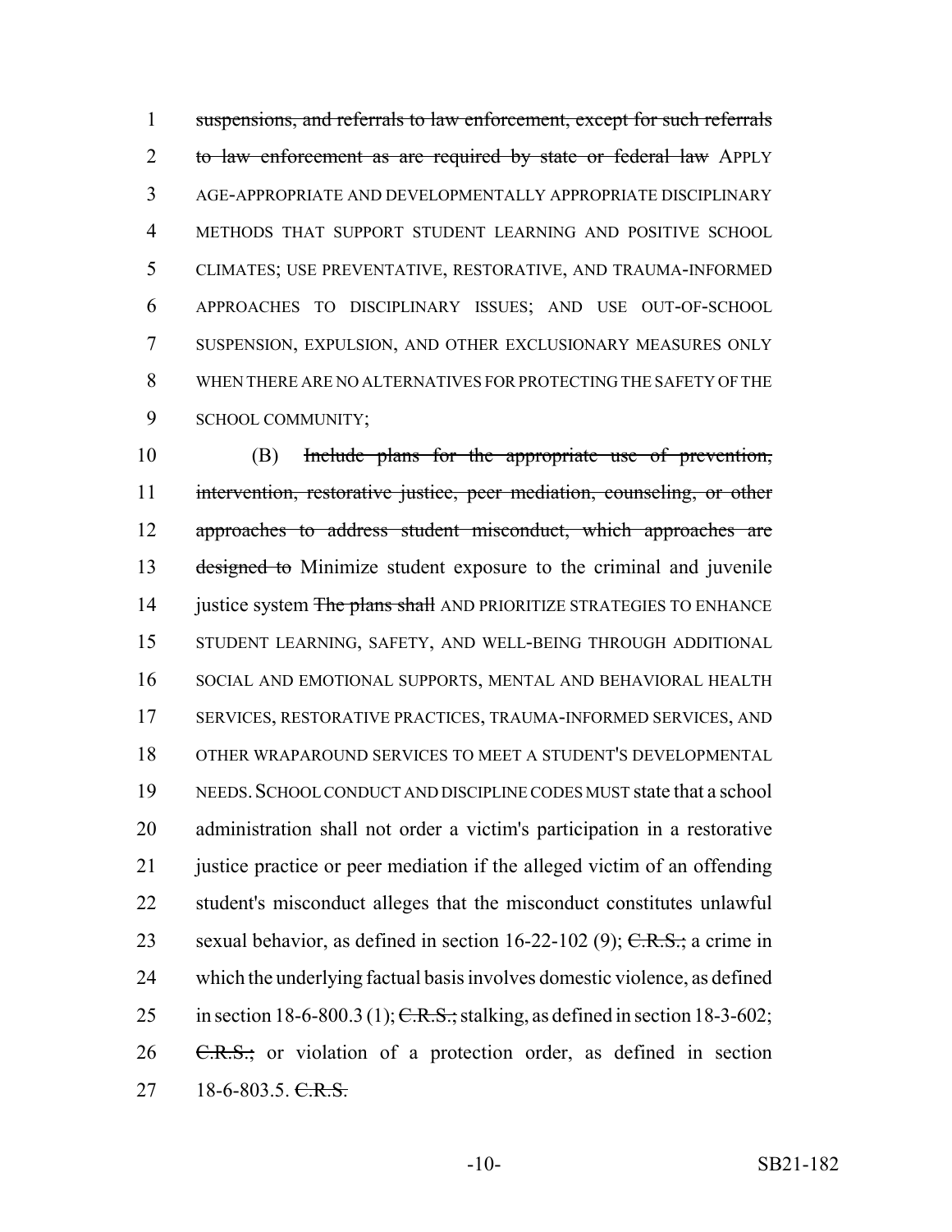suspensions, and referrals to law enforcement, except for such referrals to law enforcement as are required by state or federal law APPLY AGE-APPROPRIATE AND DEVELOPMENTALLY APPROPRIATE DISCIPLINARY METHODS THAT SUPPORT STUDENT LEARNING AND POSITIVE SCHOOL CLIMATES; USE PREVENTATIVE, RESTORATIVE, AND TRAUMA-INFORMED APPROACHES TO DISCIPLINARY ISSUES; AND USE OUT-OF-SCHOOL SUSPENSION, EXPULSION, AND OTHER EXCLUSIONARY MEASURES ONLY WHEN THERE ARE NO ALTERNATIVES FOR PROTECTING THE SAFETY OF THE SCHOOL COMMUNITY;

(B) Include plans for the appropriate use of prevention, intervention, restorative justice, peer mediation, counseling, or other approaches to address student misconduct, which approaches are designed to Minimize student exposure to the criminal and juvenile justice system The plans shall AND PRIORITIZE STRATEGIES TO ENHANCE STUDENT LEARNING, SAFETY, AND WELL-BEING THROUGH ADDITIONAL SOCIAL AND EMOTIONAL SUPPORTS, MENTAL AND BEHAVIORAL HEALTH SERVICES, RESTORATIVE PRACTICES, TRAUMA-INFORMED SERVICES, AND OTHER WRAPAROUND SERVICES TO MEET A STUDENT'S DEVELOPMENTAL NEEDS. SCHOOL CONDUCT AND DISCIPLINE CODES MUST state that a school administration shall not order a victim's participation in a restorative justice practice or peer mediation if the alleged victim of an offending student's misconduct alleges that the misconduct constitutes unlawful sexual behavior, as defined in section 16-22-102 (9); C.R.S.; a crime in which the underlying factual basis involves domestic violence, as defined in section 18-6-800.3 (1); C.R.S.; stalking, as defined in section 18-3-602; C.R.S.; or violation of a protection order, as defined in section 18-6-803.5. C.R.S.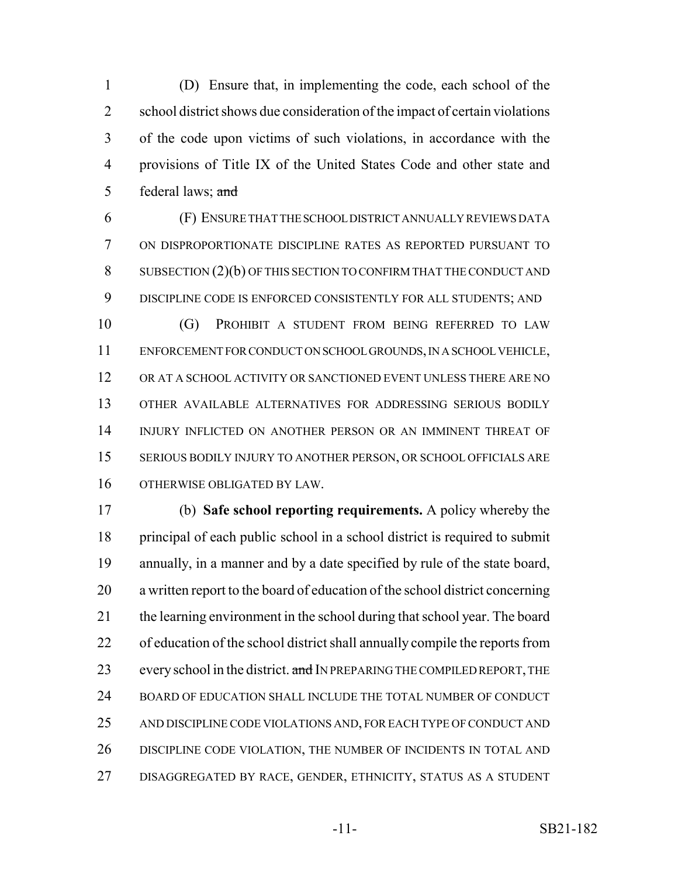(D) Ensure that, in implementing the code, each school of the school district shows due consideration of the impact of certain violations of the code upon victims of such violations, in accordance with the provisions of Title IX of the United States Code and other state and federal laws; ~~and~~

(F) ENSURE THAT THE SCHOOL DISTRICT ANNUALLY REVIEWS DATA ON DISPROPORTIONATE DISCIPLINE RATES AS REPORTED PURSUANT TO SUBSECTION (2)(b) OF THIS SECTION TO CONFIRM THAT THE CONDUCT AND DISCIPLINE CODE IS ENFORCED CONSISTENTLY FOR ALL STUDENTS; AND

(G) PROHIBIT A STUDENT FROM BEING REFERRED TO LAW ENFORCEMENT FOR CONDUCT ON SCHOOL GROUNDS, IN A SCHOOL VEHICLE, OR AT A SCHOOL ACTIVITY OR SANCTIONED EVENT UNLESS THERE ARE NO OTHER AVAILABLE ALTERNATIVES FOR ADDRESSING SERIOUS BODILY INJURY INFLICTED ON ANOTHER PERSON OR AN IMMINENT THREAT OF SERIOUS BODILY INJURY TO ANOTHER PERSON, OR SCHOOL OFFICIALS ARE OTHERWISE OBLIGATED BY LAW.

(b) **Safe school reporting requirements.** A policy whereby the principal of each public school in a school district is required to submit annually, in a manner and by a date specified by rule of the state board, a written report to the board of education of the school district concerning the learning environment in the school during that school year. The board of education of the school district shall annually compile the reports from every school in the district. ~~and~~ IN PREPARING THE COMPILED REPORT, THE BOARD OF EDUCATION SHALL INCLUDE THE TOTAL NUMBER OF CONDUCT AND DISCIPLINE CODE VIOLATIONS AND, FOR EACH TYPE OF CONDUCT AND DISCIPLINE CODE VIOLATION, THE NUMBER OF INCIDENTS IN TOTAL AND DISAGGREGATED BY RACE, GENDER, ETHNICITY, STATUS AS A STUDENT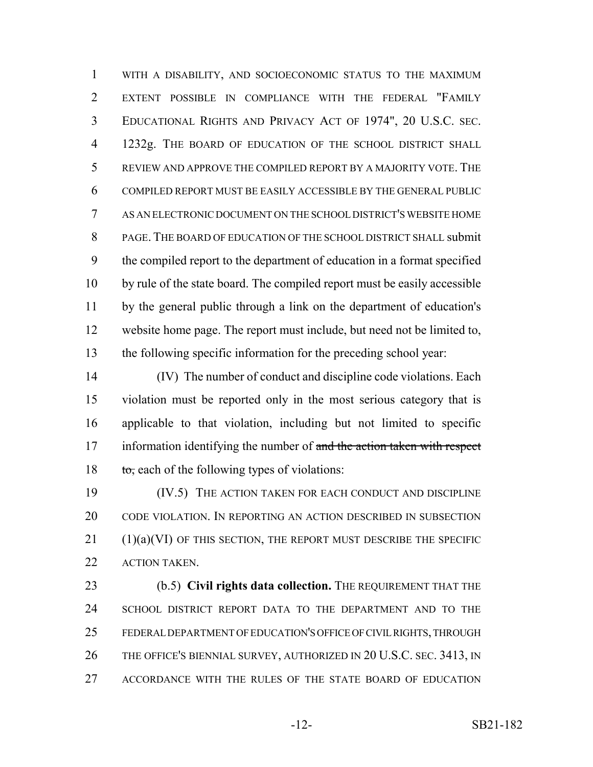WITH A DISABILITY, AND SOCIOECONOMIC STATUS TO THE MAXIMUM EXTENT POSSIBLE IN COMPLIANCE WITH THE FEDERAL "FAMILY EDUCATIONAL RIGHTS AND PRIVACY ACT OF 1974", 20 U.S.C. SEC. 1232g. THE BOARD OF EDUCATION OF THE SCHOOL DISTRICT SHALL REVIEW AND APPROVE THE COMPILED REPORT BY A MAJORITY VOTE. THE COMPILED REPORT MUST BE EASILY ACCESSIBLE BY THE GENERAL PUBLIC AS AN ELECTRONIC DOCUMENT ON THE SCHOOL DISTRICT'S WEBSITE HOME PAGE. THE BOARD OF EDUCATION OF THE SCHOOL DISTRICT SHALL submit the compiled report to the department of education in a format specified by rule of the state board. The compiled report must be easily accessible by the general public through a link on the department of education's website home page. The report must include, but need not be limited to, the following specific information for the preceding school year:

(IV) The number of conduct and discipline code violations. Each violation must be reported only in the most serious category that is applicable to that violation, including but not limited to specific information identifying the number of ~~and the action taken with respect to,~~ each of the following types of violations:

(IV.5) THE ACTION TAKEN FOR EACH CONDUCT AND DISCIPLINE CODE VIOLATION. IN REPORTING AN ACTION DESCRIBED IN SUBSECTION (1)(a)(VI) OF THIS SECTION, THE REPORT MUST DESCRIBE THE SPECIFIC ACTION TAKEN.

(b.5) **Civil rights data collection.** THE REQUIREMENT THAT THE SCHOOL DISTRICT REPORT DATA TO THE DEPARTMENT AND TO THE FEDERAL DEPARTMENT OF EDUCATION'S OFFICE OF CIVIL RIGHTS, THROUGH THE OFFICE'S BIENNIAL SURVEY, AUTHORIZED IN 20 U.S.C. SEC. 3413, IN ACCORDANCE WITH THE RULES OF THE STATE BOARD OF EDUCATION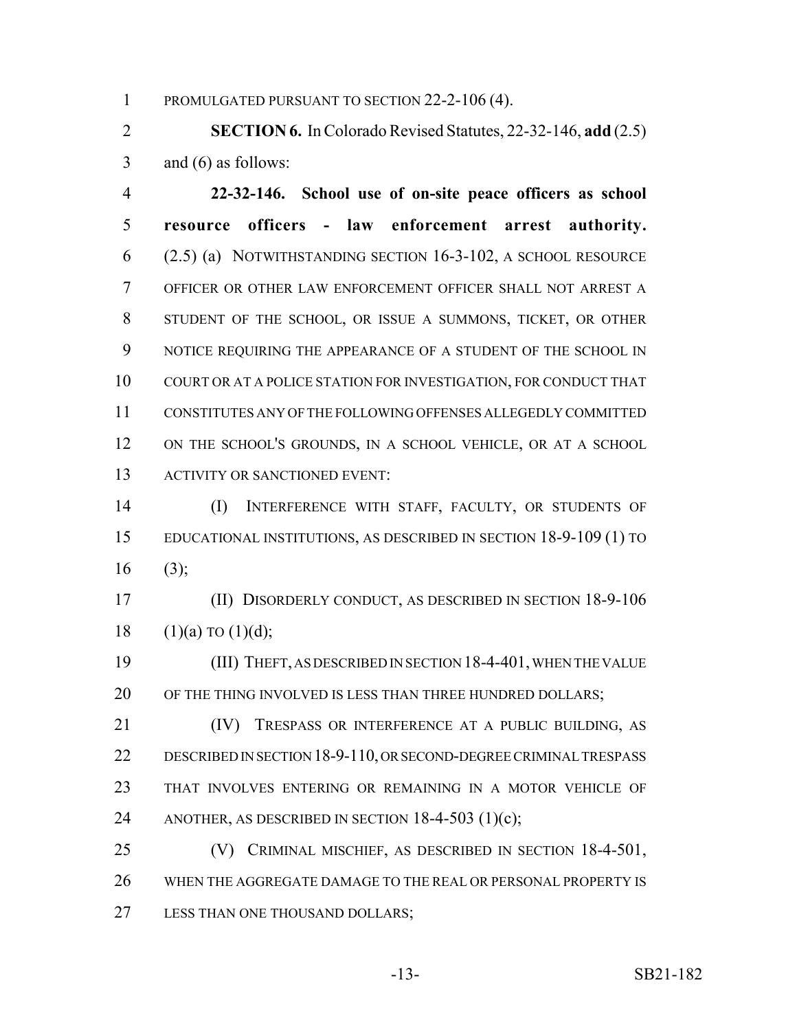PROMULGATED PURSUANT TO SECTION 22-2-106 (4).

**SECTION 6.** In Colorado Revised Statutes, 22-32-146, **add** (2.5) and (6) as follows:

**22-32-146. School use of on-site peace officers as school resource officers - law enforcement arrest authority.** (2.5) (a) NOTWITHSTANDING SECTION 16-3-102, A SCHOOL RESOURCE OFFICER OR OTHER LAW ENFORCEMENT OFFICER SHALL NOT ARREST A STUDENT OF THE SCHOOL, OR ISSUE A SUMMONS, TICKET, OR OTHER NOTICE REQUIRING THE APPEARANCE OF A STUDENT OF THE SCHOOL IN COURT OR AT A POLICE STATION FOR INVESTIGATION, FOR CONDUCT THAT CONSTITUTES ANY OF THE FOLLOWING OFFENSES ALLEGEDLY COMMITTED ON THE SCHOOL'S GROUNDS, IN A SCHOOL VEHICLE, OR AT A SCHOOL ACTIVITY OR SANCTIONED EVENT:

(I) INTERFERENCE WITH STAFF, FACULTY, OR STUDENTS OF EDUCATIONAL INSTITUTIONS, AS DESCRIBED IN SECTION 18-9-109 (1) TO (3);

(II) DISORDERLY CONDUCT, AS DESCRIBED IN SECTION 18-9-106 (1)(a) TO (1)(d);

(III) THEFT, AS DESCRIBED IN SECTION 18-4-401, WHEN THE VALUE OF THE THING INVOLVED IS LESS THAN THREE HUNDRED DOLLARS;

(IV) TRESPASS OR INTERFERENCE AT A PUBLIC BUILDING, AS DESCRIBED IN SECTION 18-9-110, OR SECOND-DEGREE CRIMINAL TRESPASS THAT INVOLVES ENTERING OR REMAINING IN A MOTOR VEHICLE OF ANOTHER, AS DESCRIBED IN SECTION 18-4-503 (1)(c);

(V) CRIMINAL MISCHIEF, AS DESCRIBED IN SECTION 18-4-501, WHEN THE AGGREGATE DAMAGE TO THE REAL OR PERSONAL PROPERTY IS LESS THAN ONE THOUSAND DOLLARS;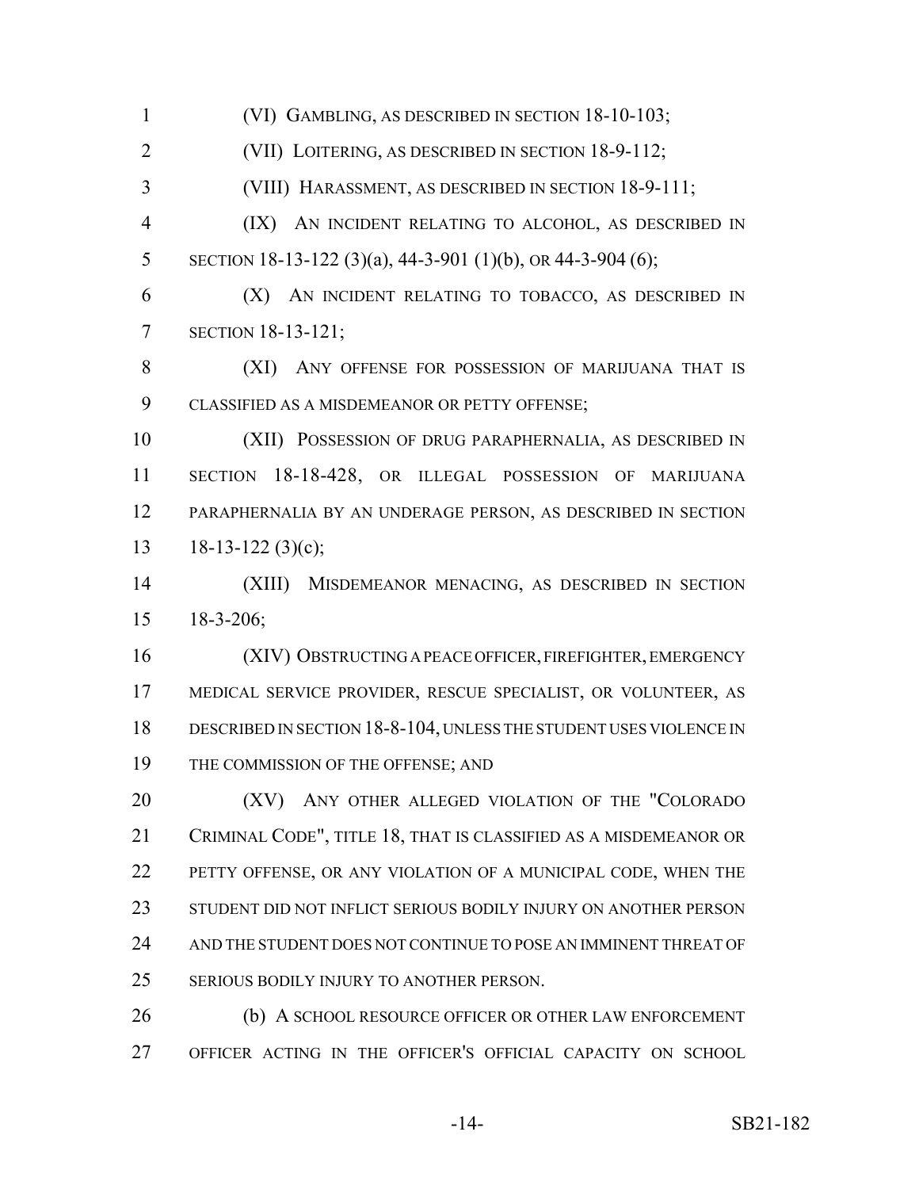(VI) GAMBLING, AS DESCRIBED IN SECTION 18-10-103;

(VII) LOITERING, AS DESCRIBED IN SECTION 18-9-112;

(VIII) HARASSMENT, AS DESCRIBED IN SECTION 18-9-111;

(IX) AN INCIDENT RELATING TO ALCOHOL, AS DESCRIBED IN SECTION 18-13-122 (3)(a), 44-3-901 (1)(b), OR 44-3-904 (6);

(X) AN INCIDENT RELATING TO TOBACCO, AS DESCRIBED IN SECTION 18-13-121;

(XI) ANY OFFENSE FOR POSSESSION OF MARIJUANA THAT IS CLASSIFIED AS A MISDEMEANOR OR PETTY OFFENSE;

(XII) POSSESSION OF DRUG PARAPHERNALIA, AS DESCRIBED IN SECTION 18-18-428, OR ILLEGAL POSSESSION OF MARIJUANA PARAPHERNALIA BY AN UNDERAGE PERSON, AS DESCRIBED IN SECTION 18-13-122 (3)(c);

(XIII) MISDEMEANOR MENACING, AS DESCRIBED IN SECTION 18-3-206;

(XIV) OBSTRUCTING A PEACE OFFICER, FIREFIGHTER, EMERGENCY MEDICAL SERVICE PROVIDER, RESCUE SPECIALIST, OR VOLUNTEER, AS DESCRIBED IN SECTION 18-8-104, UNLESS THE STUDENT USES VIOLENCE IN THE COMMISSION OF THE OFFENSE; AND

(XV) ANY OTHER ALLEGED VIOLATION OF THE "COLORADO CRIMINAL CODE", TITLE 18, THAT IS CLASSIFIED AS A MISDEMEANOR OR PETTY OFFENSE, OR ANY VIOLATION OF A MUNICIPAL CODE, WHEN THE STUDENT DID NOT INFLICT SERIOUS BODILY INJURY ON ANOTHER PERSON AND THE STUDENT DOES NOT CONTINUE TO POSE AN IMMINENT THREAT OF SERIOUS BODILY INJURY TO ANOTHER PERSON.

(b) A SCHOOL RESOURCE OFFICER OR OTHER LAW ENFORCEMENT OFFICER ACTING IN THE OFFICER'S OFFICIAL CAPACITY ON SCHOOL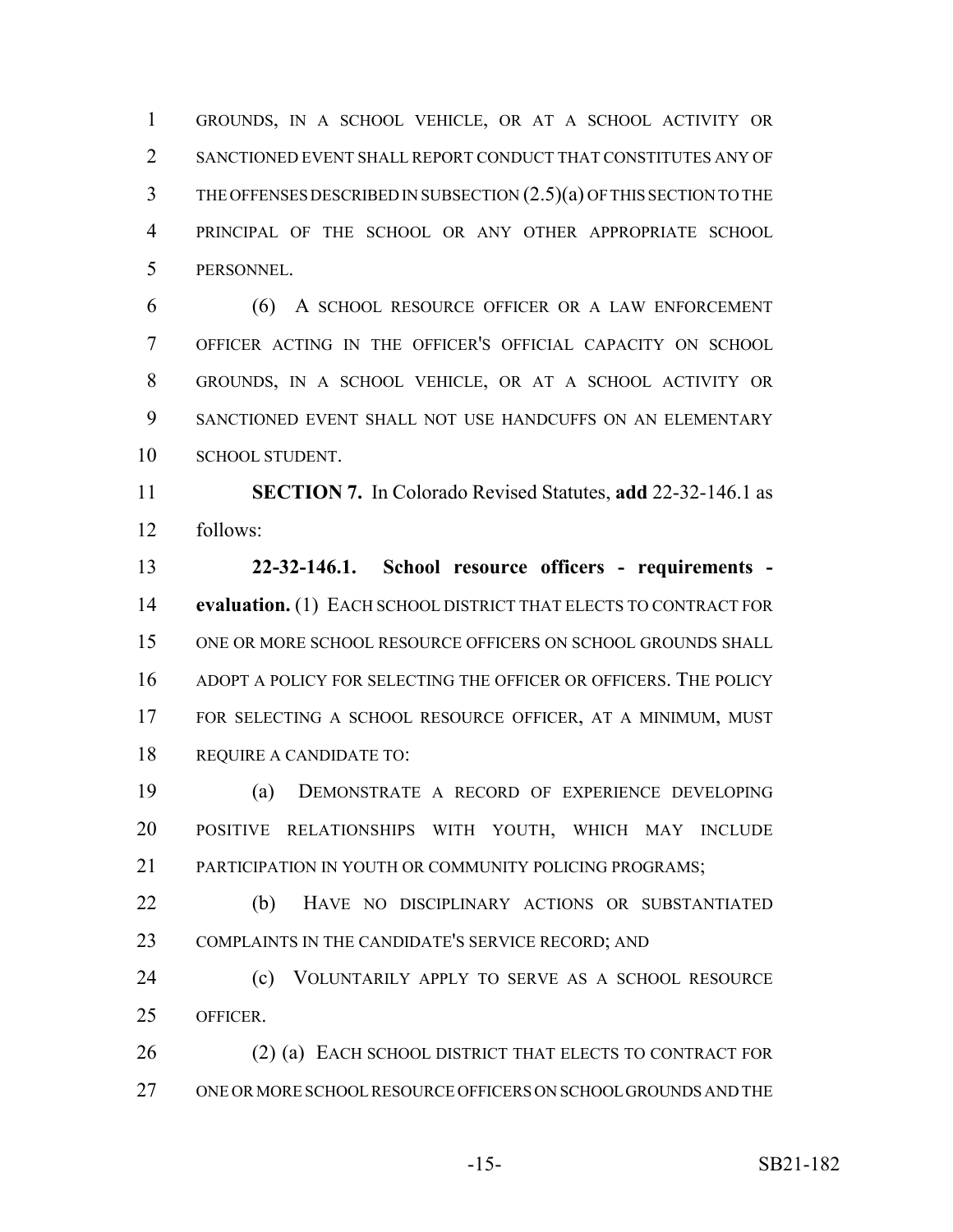GROUNDS, IN A SCHOOL VEHICLE, OR AT A SCHOOL ACTIVITY OR SANCTIONED EVENT SHALL REPORT CONDUCT THAT CONSTITUTES ANY OF THE OFFENSES DESCRIBED IN SUBSECTION (2.5)(a) OF THIS SECTION TO THE PRINCIPAL OF THE SCHOOL OR ANY OTHER APPROPRIATE SCHOOL PERSONNEL.

(6) A SCHOOL RESOURCE OFFICER OR A LAW ENFORCEMENT OFFICER ACTING IN THE OFFICER'S OFFICIAL CAPACITY ON SCHOOL GROUNDS, IN A SCHOOL VEHICLE, OR AT A SCHOOL ACTIVITY OR SANCTIONED EVENT SHALL NOT USE HANDCUFFS ON AN ELEMENTARY SCHOOL STUDENT.

**SECTION 7.** In Colorado Revised Statutes, **add** 22-32-146.1 as follows:

**22-32-146.1. School resource officers - requirements - evaluation.** (1) EACH SCHOOL DISTRICT THAT ELECTS TO CONTRACT FOR ONE OR MORE SCHOOL RESOURCE OFFICERS ON SCHOOL GROUNDS SHALL ADOPT A POLICY FOR SELECTING THE OFFICER OR OFFICERS. THE POLICY FOR SELECTING A SCHOOL RESOURCE OFFICER, AT A MINIMUM, MUST REQUIRE A CANDIDATE TO:

(a) DEMONSTRATE A RECORD OF EXPERIENCE DEVELOPING POSITIVE RELATIONSHIPS WITH YOUTH, WHICH MAY INCLUDE PARTICIPATION IN YOUTH OR COMMUNITY POLICING PROGRAMS;

(b) HAVE NO DISCIPLINARY ACTIONS OR SUBSTANTIATED COMPLAINTS IN THE CANDIDATE'S SERVICE RECORD; AND

(c) VOLUNTARILY APPLY TO SERVE AS A SCHOOL RESOURCE OFFICER.

(2) (a) EACH SCHOOL DISTRICT THAT ELECTS TO CONTRACT FOR ONE OR MORE SCHOOL RESOURCE OFFICERS ON SCHOOL GROUNDS AND THE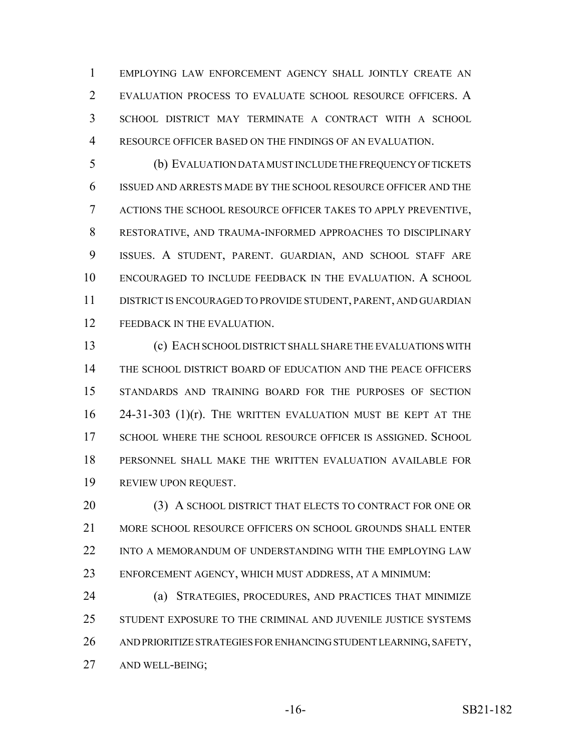EMPLOYING LAW ENFORCEMENT AGENCY SHALL JOINTLY CREATE AN EVALUATION PROCESS TO EVALUATE SCHOOL RESOURCE OFFICERS. A SCHOOL DISTRICT MAY TERMINATE A CONTRACT WITH A SCHOOL RESOURCE OFFICER BASED ON THE FINDINGS OF AN EVALUATION.

(b) EVALUATION DATA MUST INCLUDE THE FREQUENCY OF TICKETS ISSUED AND ARRESTS MADE BY THE SCHOOL RESOURCE OFFICER AND THE ACTIONS THE SCHOOL RESOURCE OFFICER TAKES TO APPLY PREVENTIVE, RESTORATIVE, AND TRAUMA-INFORMED APPROACHES TO DISCIPLINARY ISSUES. A STUDENT, PARENT. GUARDIAN, AND SCHOOL STAFF ARE ENCOURAGED TO INCLUDE FEEDBACK IN THE EVALUATION. A SCHOOL DISTRICT IS ENCOURAGED TO PROVIDE STUDENT, PARENT, AND GUARDIAN FEEDBACK IN THE EVALUATION.

(c) EACH SCHOOL DISTRICT SHALL SHARE THE EVALUATIONS WITH THE SCHOOL DISTRICT BOARD OF EDUCATION AND THE PEACE OFFICERS STANDARDS AND TRAINING BOARD FOR THE PURPOSES OF SECTION 24-31-303 (1)(r). THE WRITTEN EVALUATION MUST BE KEPT AT THE SCHOOL WHERE THE SCHOOL RESOURCE OFFICER IS ASSIGNED. SCHOOL PERSONNEL SHALL MAKE THE WRITTEN EVALUATION AVAILABLE FOR REVIEW UPON REQUEST.

(3) A SCHOOL DISTRICT THAT ELECTS TO CONTRACT FOR ONE OR MORE SCHOOL RESOURCE OFFICERS ON SCHOOL GROUNDS SHALL ENTER INTO A MEMORANDUM OF UNDERSTANDING WITH THE EMPLOYING LAW ENFORCEMENT AGENCY, WHICH MUST ADDRESS, AT A MINIMUM:

(a) STRATEGIES, PROCEDURES, AND PRACTICES THAT MINIMIZE STUDENT EXPOSURE TO THE CRIMINAL AND JUVENILE JUSTICE SYSTEMS AND PRIORITIZE STRATEGIES FOR ENHANCING STUDENT LEARNING, SAFETY, AND WELL-BEING;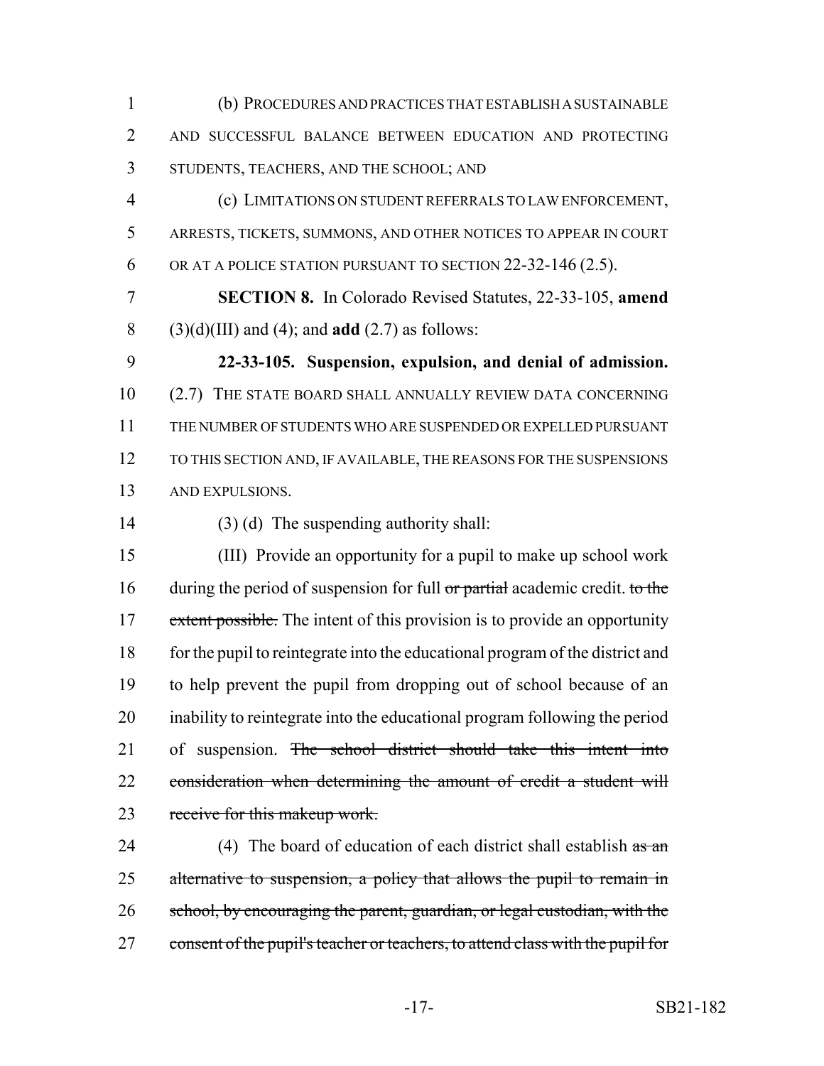(b) PROCEDURES AND PRACTICES THAT ESTABLISH A SUSTAINABLE AND SUCCESSFUL BALANCE BETWEEN EDUCATION AND PROTECTING STUDENTS, TEACHERS, AND THE SCHOOL; AND

(c) LIMITATIONS ON STUDENT REFERRALS TO LAW ENFORCEMENT, ARRESTS, TICKETS, SUMMONS, AND OTHER NOTICES TO APPEAR IN COURT OR AT A POLICE STATION PURSUANT TO SECTION 22-32-146 (2.5).

**SECTION 8.** In Colorado Revised Statutes, 22-33-105, **amend** (3)(d)(III) and (4); and **add** (2.7) as follows:

**22-33-105. Suspension, expulsion, and denial of admission.** (2.7) THE STATE BOARD SHALL ANNUALLY REVIEW DATA CONCERNING THE NUMBER OF STUDENTS WHO ARE SUSPENDED OR EXPELLED PURSUANT TO THIS SECTION AND, IF AVAILABLE, THE REASONS FOR THE SUSPENSIONS AND EXPULSIONS.

(3) (d) The suspending authority shall:

(III) Provide an opportunity for a pupil to make up school work during the period of suspension for full ~~or partial~~ academic credit. ~~to the extent possible.~~ The intent of this provision is to provide an opportunity for the pupil to reintegrate into the educational program of the district and to help prevent the pupil from dropping out of school because of an inability to reintegrate into the educational program following the period of suspension. ~~The school district should take this intent into consideration when determining the amount of credit a student will receive for this makeup work.~~

(4) The board of education of each district shall establish ~~as an alternative to suspension, a policy that allows the pupil to remain in school, by encouraging the parent, guardian, or legal custodian, with the consent of the pupil's teacher or teachers, to attend class with the pupil for~~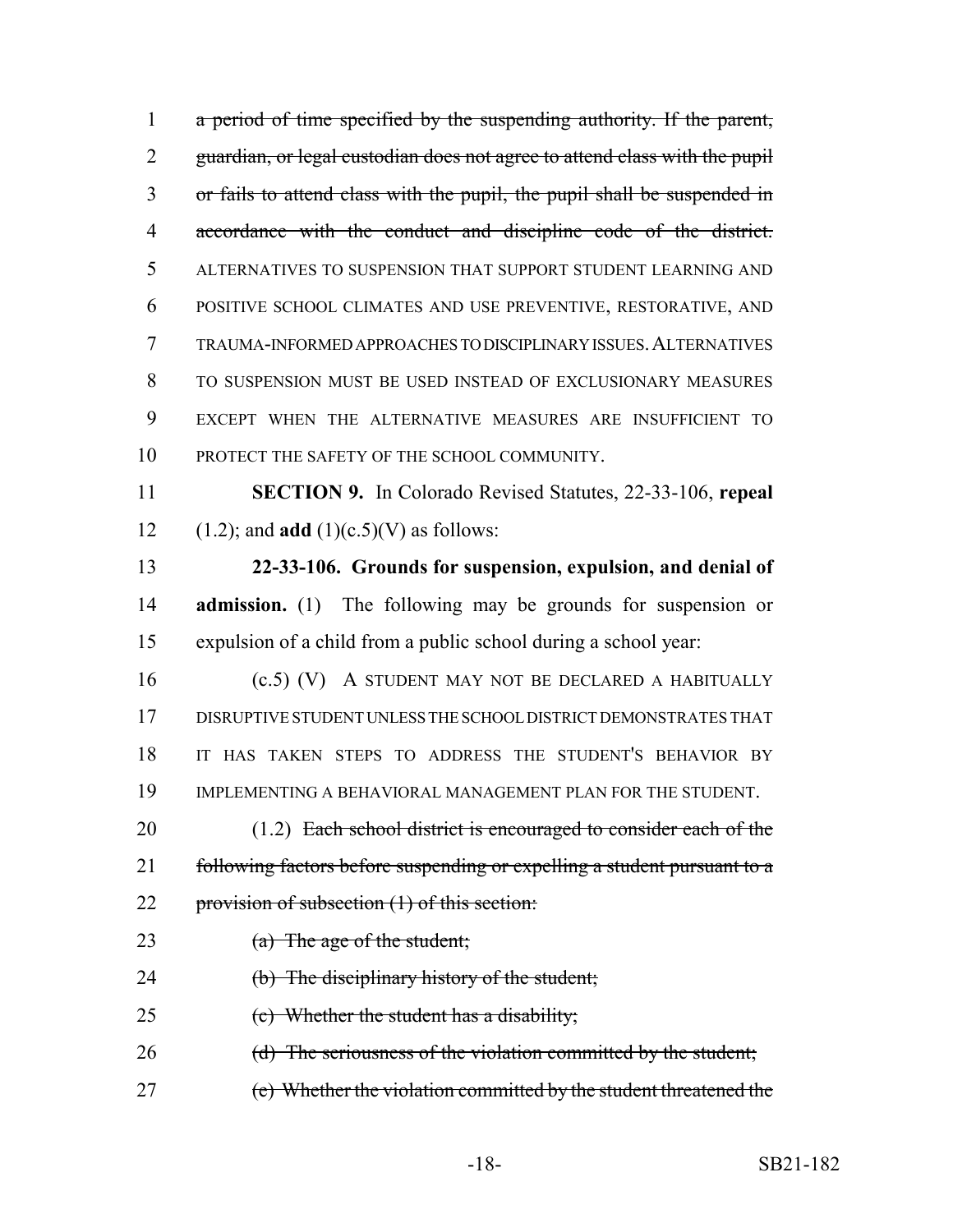1 ~~a period of time specified by the suspending authority. If the parent,~~
2 ~~guardian, or legal custodian does not agree to attend class with the pupil~~
3 ~~or fails to attend class with the pupil, the pupil shall be suspended in~~
4 ~~accordance with the conduct and discipline code of the district.~~
5 ALTERNATIVES TO SUSPENSION THAT SUPPORT STUDENT LEARNING AND
6 POSITIVE SCHOOL CLIMATES AND USE PREVENTIVE, RESTORATIVE, AND
7 TRAUMA-INFORMED APPROACHES TO DISCIPLINARY ISSUES. ALTERNATIVES
8 TO SUSPENSION MUST BE USED INSTEAD OF EXCLUSIONARY MEASURES
9 EXCEPT WHEN THE ALTERNATIVE MEASURES ARE INSUFFICIENT TO
10 PROTECT THE SAFETY OF THE SCHOOL COMMUNITY.

11 **SECTION 9.** In Colorado Revised Statutes, 22-33-106, **repeal**
12 (1.2); and **add** (1)(c.5)(V) as follows:

13 **22-33-106. Grounds for suspension, expulsion, and denial of**
14 **admission.** (1) The following may be grounds for suspension or
15 expulsion of a child from a public school during a school year:

16 (c.5) (V) A STUDENT MAY NOT BE DECLARED A HABITUALLY
17 DISRUPTIVE STUDENT UNLESS THE SCHOOL DISTRICT DEMONSTRATES THAT
18 IT HAS TAKEN STEPS TO ADDRESS THE STUDENT'S BEHAVIOR BY
19 IMPLEMENTING A BEHAVIORAL MANAGEMENT PLAN FOR THE STUDENT.

20 (1.2) ~~Each school district is encouraged to consider each of the~~
21 ~~following factors before suspending or expelling a student pursuant to a~~
22 ~~provision of subsection (1) of this section:~~

23 ~~(a) The age of the student;~~

24 ~~(b) The disciplinary history of the student;~~

25 ~~(c) Whether the student has a disability;~~

26 ~~(d) The seriousness of the violation committed by the student;~~

27 ~~(e) Whether the violation committed by the student threatened the~~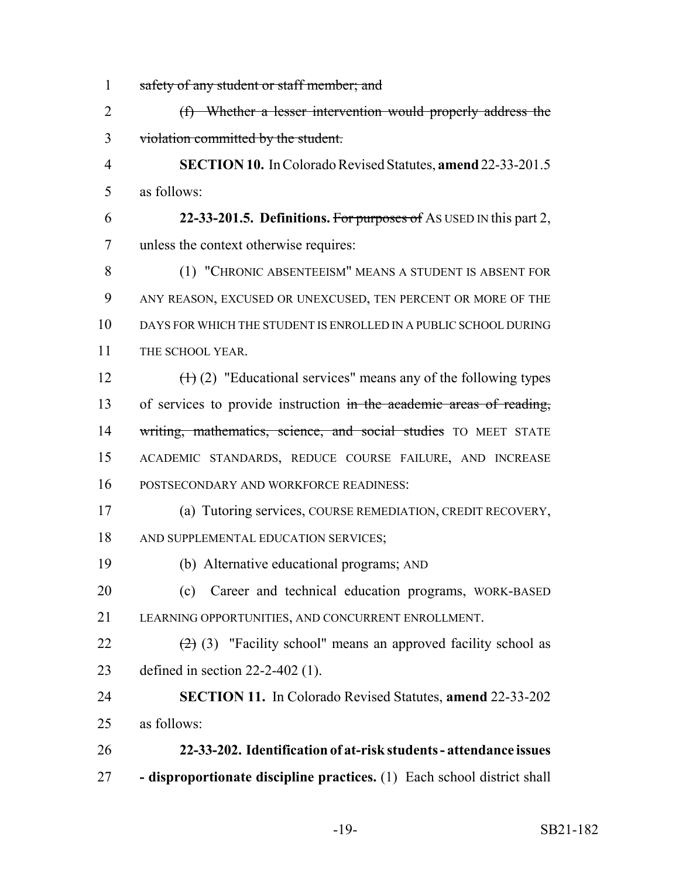1 ~~safety of any student or staff member; and~~

2 ~~(f) Whether a lesser intervention would properly address the~~
3 ~~violation committed by the student.~~

4 **SECTION 10.** In Colorado Revised Statutes, **amend** 22-33-201.5
5 as follows:

6 **22-33-201.5. Definitions.** ~~For purposes of~~ AS USED IN this part 2,
7 unless the context otherwise requires:

8 (1) "CHRONIC ABSENTEEISM" MEANS A STUDENT IS ABSENT FOR
9 ANY REASON, EXCUSED OR UNEXCUSED, TEN PERCENT OR MORE OF THE
10 DAYS FOR WHICH THE STUDENT IS ENROLLED IN A PUBLIC SCHOOL DURING
11 THE SCHOOL YEAR.

12 ~~(1)~~ (2) "Educational services" means any of the following types
13 of services to provide instruction ~~in the academic areas of reading,~~
14 ~~writing, mathematics, science, and social studies~~ TO MEET STATE
15 ACADEMIC STANDARDS, REDUCE COURSE FAILURE, AND INCREASE
16 POSTSECONDARY AND WORKFORCE READINESS:

17 (a) Tutoring services, COURSE REMEDIATION, CREDIT RECOVERY,
18 AND SUPPLEMENTAL EDUCATION SERVICES;

19 (b) Alternative educational programs; AND

20 (c) Career and technical education programs, WORK-BASED
21 LEARNING OPPORTUNITIES, AND CONCURRENT ENROLLMENT.

22 ~~(2)~~ (3) "Facility school" means an approved facility school as
23 defined in section 22-2-402 (1).

24 **SECTION 11.** In Colorado Revised Statutes, **amend** 22-33-202
25 as follows:

26 **22-33-202. Identification of at-risk students - attendance issues**
27 **- disproportionate discipline practices.** (1) Each school district shall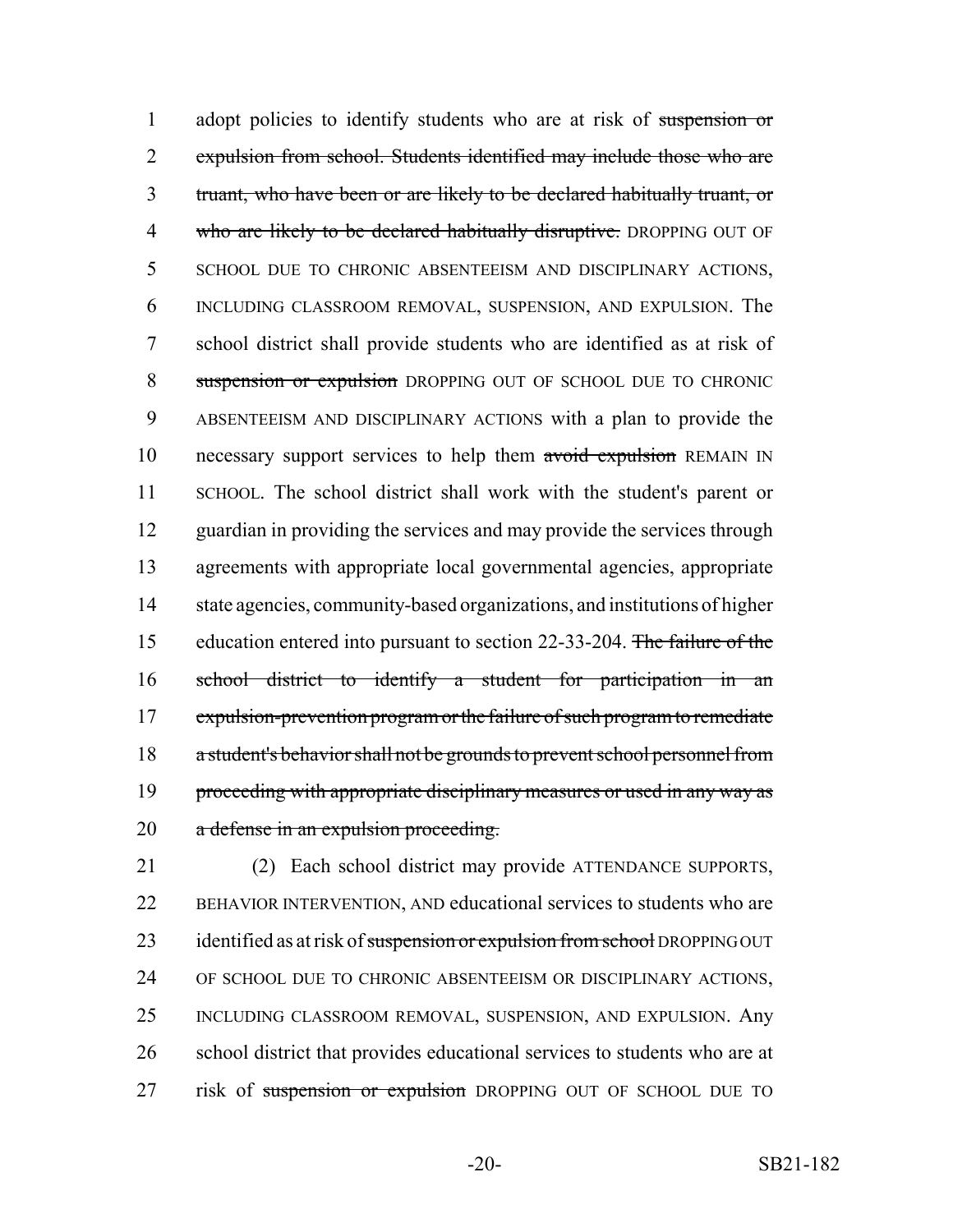adopt policies to identify students who are at risk of ~~suspension or expulsion from school. Students identified may include those who are truant, who have been or are likely to be declared habitually truant, or who are likely to be declared habitually disruptive.~~ DROPPING OUT OF SCHOOL DUE TO CHRONIC ABSENTEEISM AND DISCIPLINARY ACTIONS, INCLUDING CLASSROOM REMOVAL, SUSPENSION, AND EXPULSION. The school district shall provide students who are identified as at risk of ~~suspension or expulsion~~ DROPPING OUT OF SCHOOL DUE TO CHRONIC ABSENTEEISM AND DISCIPLINARY ACTIONS with a plan to provide the necessary support services to help them ~~avoid expulsion~~ REMAIN IN SCHOOL. The school district shall work with the student's parent or guardian in providing the services and may provide the services through agreements with appropriate local governmental agencies, appropriate state agencies, community-based organizations, and institutions of higher education entered into pursuant to section 22-33-204. ~~The failure of the school district to identify a student for participation in an expulsion-prevention program or the failure of such program to remediate a student's behavior shall not be grounds to prevent school personnel from proceeding with appropriate disciplinary measures or used in any way as a defense in an expulsion proceeding.~~

(2) Each school district may provide ATTENDANCE SUPPORTS, BEHAVIOR INTERVENTION, AND educational services to students who are identified as at risk of ~~suspension or expulsion from school~~ DROPPING OUT OF SCHOOL DUE TO CHRONIC ABSENTEEISM OR DISCIPLINARY ACTIONS, INCLUDING CLASSROOM REMOVAL, SUSPENSION, AND EXPULSION. Any school district that provides educational services to students who are at risk of ~~suspension or expulsion~~ DROPPING OUT OF SCHOOL DUE TO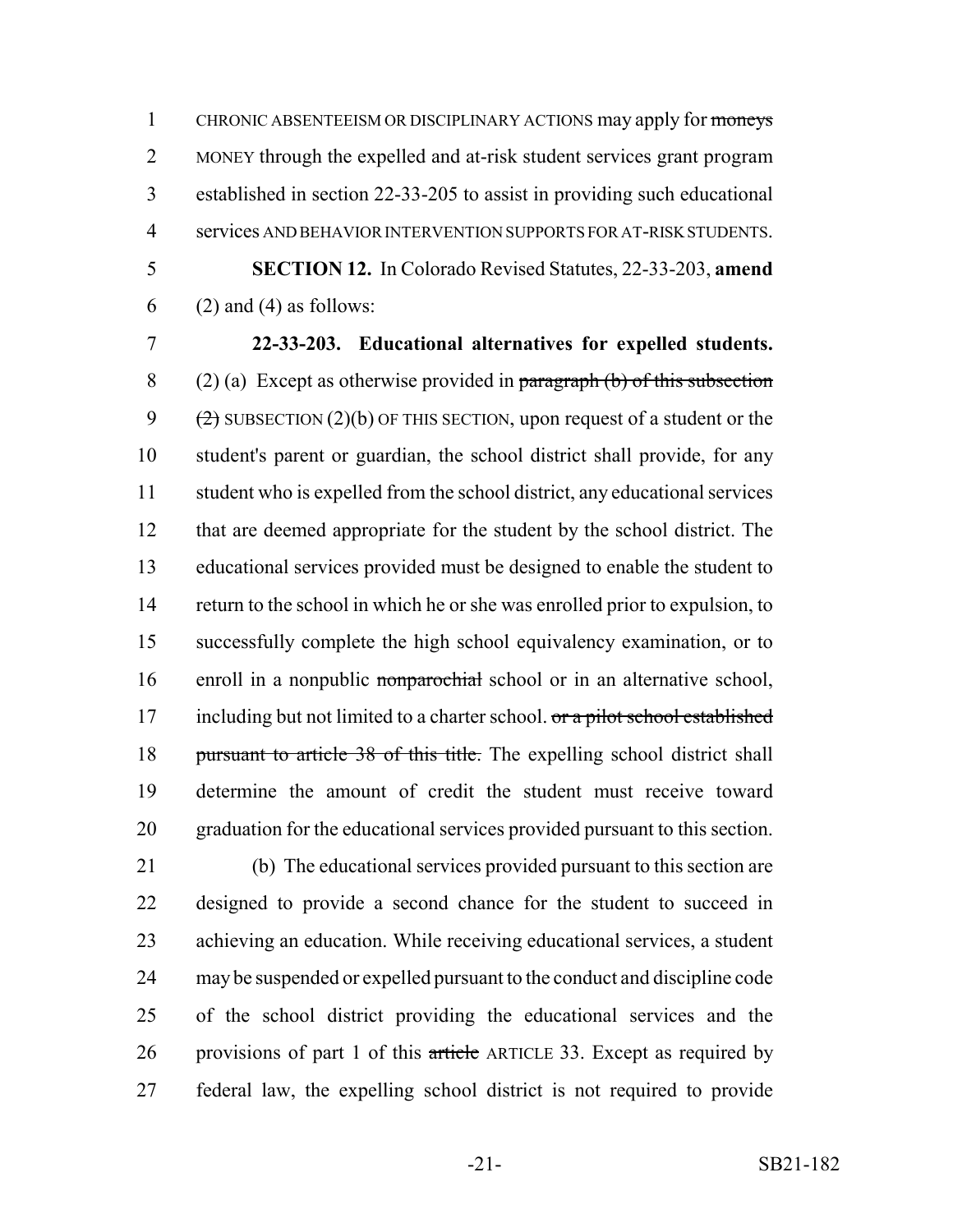CHRONIC ABSENTEEISM OR DISCIPLINARY ACTIONS may apply for ~~moneys~~ MONEY through the expelled and at-risk student services grant program established in section 22-33-205 to assist in providing such educational services AND BEHAVIOR INTERVENTION SUPPORTS FOR AT-RISK STUDENTS.

**SECTION 12.** In Colorado Revised Statutes, 22-33-203, **amend** (2) and (4) as follows:

**22-33-203. Educational alternatives for expelled students.** (2) (a) Except as otherwise provided in ~~paragraph (b) of this subsection (2)~~ SUBSECTION (2)(b) OF THIS SECTION, upon request of a student or the student's parent or guardian, the school district shall provide, for any student who is expelled from the school district, any educational services that are deemed appropriate for the student by the school district. The educational services provided must be designed to enable the student to return to the school in which he or she was enrolled prior to expulsion, to successfully complete the high school equivalency examination, or to enroll in a nonpublic ~~nonparochial~~ school or in an alternative school, including but not limited to a charter school. ~~or a pilot school established pursuant to article 38 of this title.~~ The expelling school district shall determine the amount of credit the student must receive toward graduation for the educational services provided pursuant to this section.

(b) The educational services provided pursuant to this section are designed to provide a second chance for the student to succeed in achieving an education. While receiving educational services, a student may be suspended or expelled pursuant to the conduct and discipline code of the school district providing the educational services and the provisions of part 1 of this ~~article~~ ARTICLE 33. Except as required by federal law, the expelling school district is not required to provide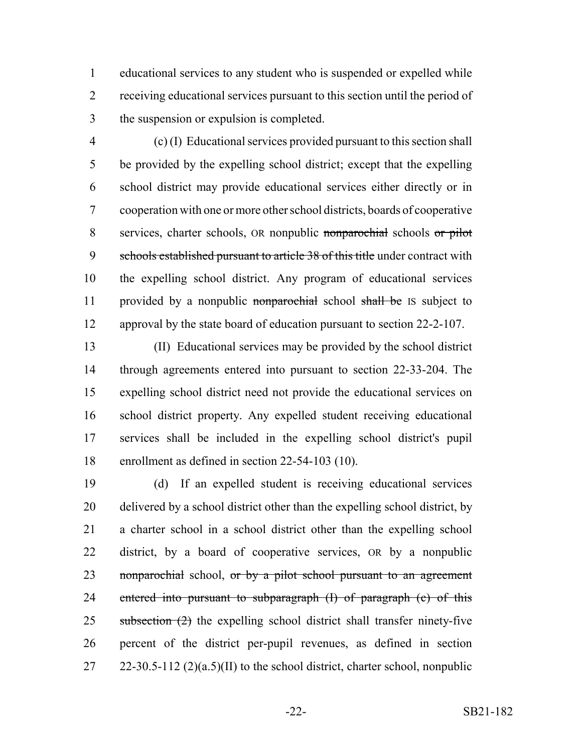educational services to any student who is suspended or expelled while receiving educational services pursuant to this section until the period of the suspension or expulsion is completed.

(c) (I) Educational services provided pursuant to this section shall be provided by the expelling school district; except that the expelling school district may provide educational services either directly or in cooperation with one or more other school districts, boards of cooperative services, charter schools, OR nonpublic ~~nonparochial~~ schools ~~or pilot schools established pursuant to article 38 of this title~~ under contract with the expelling school district. Any program of educational services provided by a nonpublic ~~nonparochial~~ school ~~shall be~~ IS subject to approval by the state board of education pursuant to section 22-2-107.

(II) Educational services may be provided by the school district through agreements entered into pursuant to section 22-33-204. The expelling school district need not provide the educational services on school district property. Any expelled student receiving educational services shall be included in the expelling school district's pupil enrollment as defined in section 22-54-103 (10).

(d) If an expelled student is receiving educational services delivered by a school district other than the expelling school district, by a charter school in a school district other than the expelling school district, by a board of cooperative services, OR by a nonpublic ~~nonparochial~~ school, ~~or by a pilot school pursuant to an agreement entered into pursuant to subparagraph (I) of paragraph (c) of this subsection (2)~~ the expelling school district shall transfer ninety-five percent of the district per-pupil revenues, as defined in section 22-30.5-112 (2)(a.5)(II) to the school district, charter school, nonpublic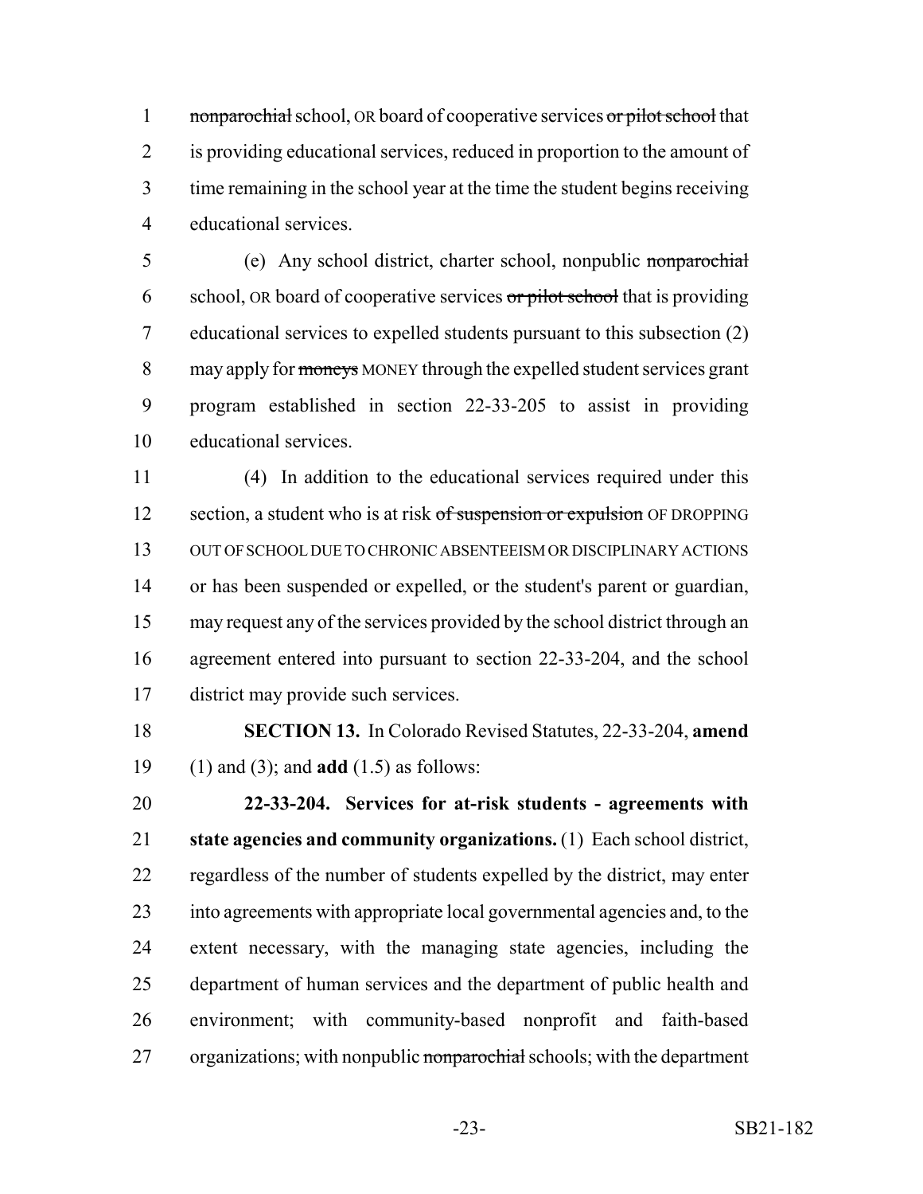nonparochial school, OR board of cooperative services or pilot school that is providing educational services, reduced in proportion to the amount of time remaining in the school year at the time the student begins receiving educational services.

(e) Any school district, charter school, nonpublic nonparochial school, OR board of cooperative services or pilot school that is providing educational services to expelled students pursuant to this subsection (2) may apply for moneys MONEY through the expelled student services grant program established in section 22-33-205 to assist in providing educational services.

(4) In addition to the educational services required under this section, a student who is at risk of suspension or expulsion OF DROPPING OUT OF SCHOOL DUE TO CHRONIC ABSENTEEISM OR DISCIPLINARY ACTIONS or has been suspended or expelled, or the student's parent or guardian, may request any of the services provided by the school district through an agreement entered into pursuant to section 22-33-204, and the school district may provide such services.

**SECTION 13.** In Colorado Revised Statutes, 22-33-204, **amend** (1) and (3); and **add** (1.5) as follows:

**22-33-204. Services for at-risk students - agreements with state agencies and community organizations.** (1) Each school district, regardless of the number of students expelled by the district, may enter into agreements with appropriate local governmental agencies and, to the extent necessary, with the managing state agencies, including the department of human services and the department of public health and environment; with community-based nonprofit and faith-based organizations; with nonpublic nonparochial schools; with the department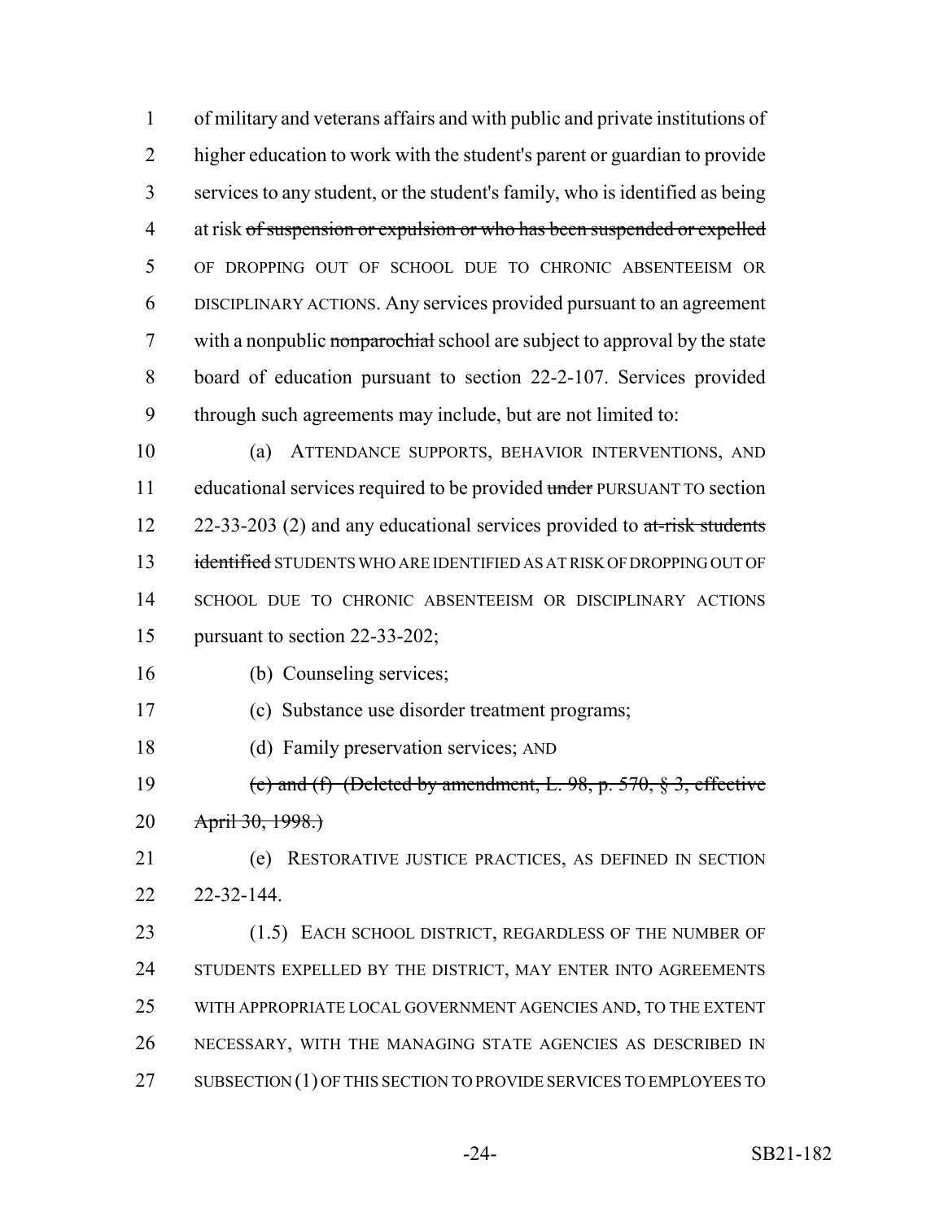of military and veterans affairs and with public and private institutions of higher education to work with the student's parent or guardian to provide services to any student, or the student's family, who is identified as being at risk ~~of suspension or expulsion or who has been suspended or expelled~~ OF DROPPING OUT OF SCHOOL DUE TO CHRONIC ABSENTEEISM OR DISCIPLINARY ACTIONS. Any services provided pursuant to an agreement with a nonpublic ~~nonparochial~~ school are subject to approval by the state board of education pursuant to section 22-2-107. Services provided through such agreements may include, but are not limited to:

(a) ATTENDANCE SUPPORTS, BEHAVIOR INTERVENTIONS, AND educational services required to be provided ~~under~~ PURSUANT TO section 22-33-203 (2) and any educational services provided to ~~at-risk students identified~~ STUDENTS WHO ARE IDENTIFIED AS AT RISK OF DROPPING OUT OF SCHOOL DUE TO CHRONIC ABSENTEEISM OR DISCIPLINARY ACTIONS pursuant to section 22-33-202;

(b) Counseling services;

(c) Substance use disorder treatment programs;

(d) Family preservation services; AND

~~(e) and (f) (Deleted by amendment, L. 98, p. 570, § 3, effective April 30, 1998.)~~

(e) RESTORATIVE JUSTICE PRACTICES, AS DEFINED IN SECTION 22-32-144.

(1.5) EACH SCHOOL DISTRICT, REGARDLESS OF THE NUMBER OF STUDENTS EXPELLED BY THE DISTRICT, MAY ENTER INTO AGREEMENTS WITH APPROPRIATE LOCAL GOVERNMENT AGENCIES AND, TO THE EXTENT NECESSARY, WITH THE MANAGING STATE AGENCIES AS DESCRIBED IN SUBSECTION (1) OF THIS SECTION TO PROVIDE SERVICES TO EMPLOYEES TO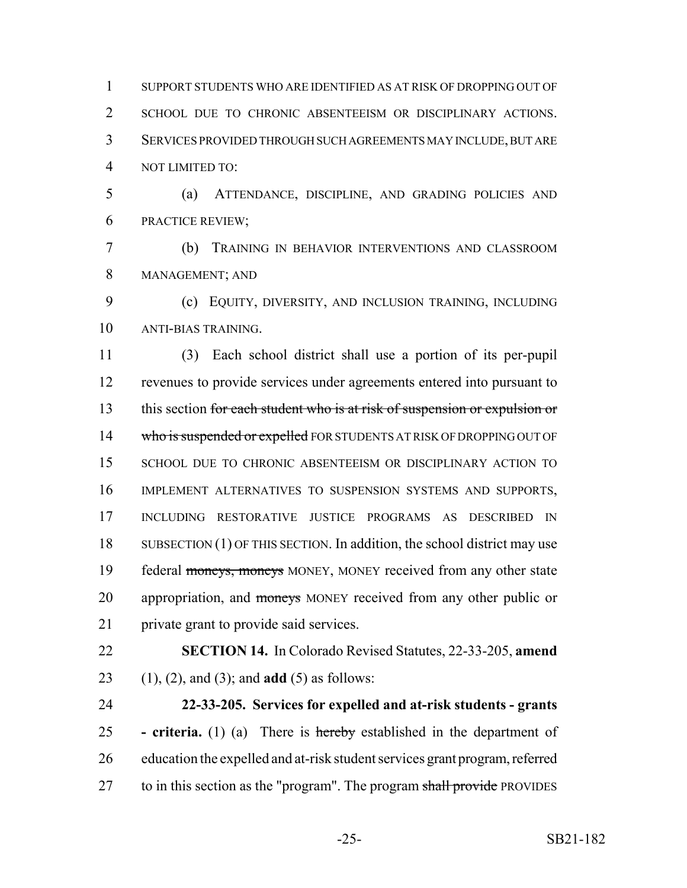SUPPORT STUDENTS WHO ARE IDENTIFIED AS AT RISK OF DROPPING OUT OF SCHOOL DUE TO CHRONIC ABSENTEEISM OR DISCIPLINARY ACTIONS. SERVICES PROVIDED THROUGH SUCH AGREEMENTS MAY INCLUDE, BUT ARE NOT LIMITED TO:

(a) ATTENDANCE, DISCIPLINE, AND GRADING POLICIES AND PRACTICE REVIEW;

(b) TRAINING IN BEHAVIOR INTERVENTIONS AND CLASSROOM MANAGEMENT; AND

(c) EQUITY, DIVERSITY, AND INCLUSION TRAINING, INCLUDING ANTI-BIAS TRAINING.

(3) Each school district shall use a portion of its per-pupil revenues to provide services under agreements entered into pursuant to this section ~~for each student who is at risk of suspension or expulsion or who is suspended or expelled~~ FOR STUDENTS AT RISK OF DROPPING OUT OF SCHOOL DUE TO CHRONIC ABSENTEEISM OR DISCIPLINARY ACTION TO IMPLEMENT ALTERNATIVES TO SUSPENSION SYSTEMS AND SUPPORTS, INCLUDING RESTORATIVE JUSTICE PROGRAMS AS DESCRIBED IN SUBSECTION (1) OF THIS SECTION. In addition, the school district may use federal ~~moneys, moneys~~ MONEY, MONEY received from any other state appropriation, and ~~moneys~~ MONEY received from any other public or private grant to provide said services.

**SECTION 14.** In Colorado Revised Statutes, 22-33-205, **amend** (1), (2), and (3); and **add** (5) as follows:

**22-33-205. Services for expelled and at-risk students - grants - criteria.** (1) (a) There is ~~hereby~~ established in the department of education the expelled and at-risk student services grant program, referred to in this section as the "program". The program ~~shall provide~~ PROVIDES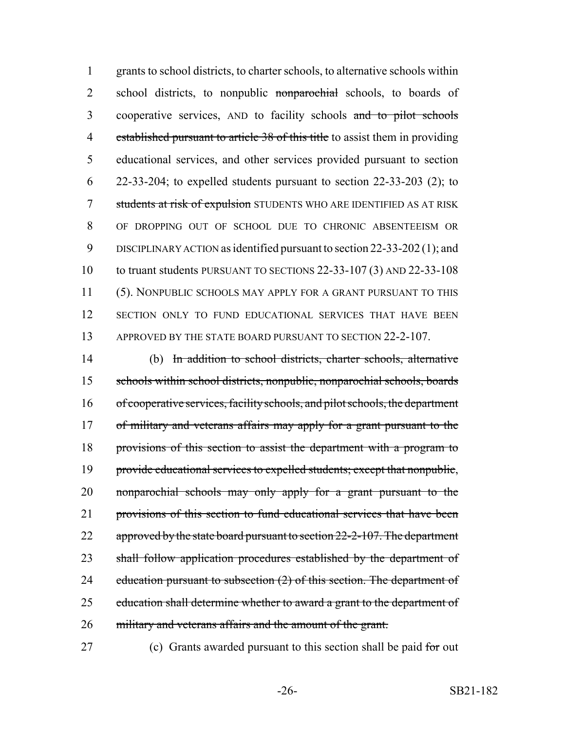grants to school districts, to charter schools, to alternative schools within school districts, to nonpublic ~~nonparochial~~ schools, to boards of cooperative services, AND to facility schools ~~and to pilot schools established pursuant to article 38 of this title~~ to assist them in providing educational services, and other services provided pursuant to section 22-33-204; to expelled students pursuant to section 22-33-203 (2); to ~~students at risk of expulsion~~ STUDENTS WHO ARE IDENTIFIED AS AT RISK OF DROPPING OUT OF SCHOOL DUE TO CHRONIC ABSENTEEISM OR DISCIPLINARY ACTION as identified pursuant to section 22-33-202 (1); and to truant students PURSUANT TO SECTIONS 22-33-107 (3) AND 22-33-108 (5). NONPUBLIC SCHOOLS MAY APPLY FOR A GRANT PURSUANT TO THIS SECTION ONLY TO FUND EDUCATIONAL SERVICES THAT HAVE BEEN APPROVED BY THE STATE BOARD PURSUANT TO SECTION 22-2-107.

(b) ~~In addition to school districts, charter schools, alternative schools within school districts, nonpublic, nonparochial schools, boards of cooperative services, facility schools, and pilot schools, the department of military and veterans affairs may apply for a grant pursuant to the provisions of this section to assist the department with a program to provide educational services to expelled students; except that nonpublic, nonparochial schools may only apply for a grant pursuant to the provisions of this section to fund educational services that have been approved by the state board pursuant to section 22-2-107. The department shall follow application procedures established by the department of education pursuant to subsection (2) of this section. The department of education shall determine whether to award a grant to the department of military and veterans affairs and the amount of the grant.~~

(c) Grants awarded pursuant to this section shall be paid ~~for~~ out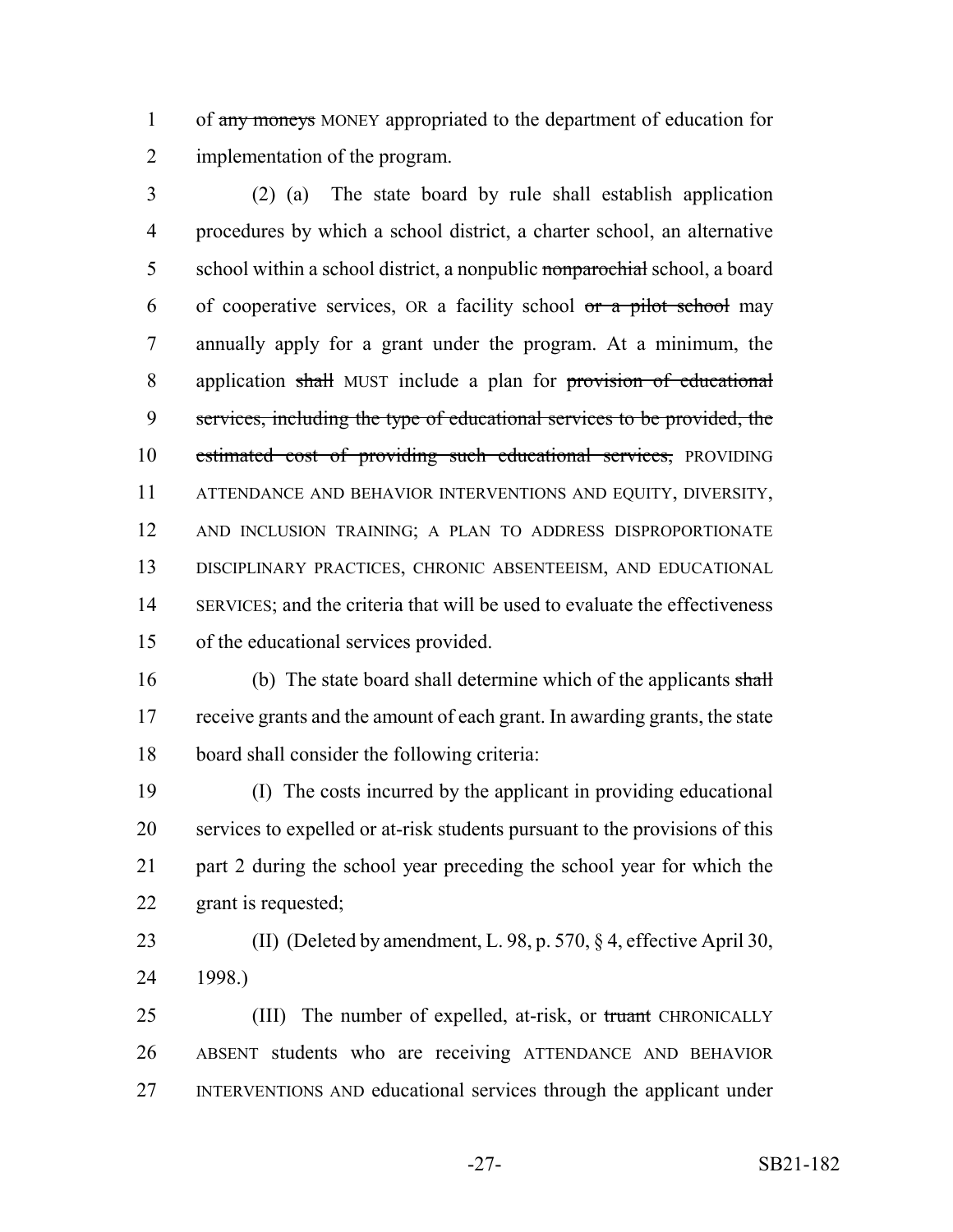of ~~any moneys~~ MONEY appropriated to the department of education for implementation of the program.

(2) (a) The state board by rule shall establish application procedures by which a school district, a charter school, an alternative school within a school district, a nonpublic ~~nonparochial~~ school, a board of cooperative services, OR a facility school ~~or a pilot school~~ may annually apply for a grant under the program. At a minimum, the application ~~shall~~ MUST include a plan for ~~provision of educational services, including the type of educational services to be provided, the estimated cost of providing such educational services,~~ PROVIDING ATTENDANCE AND BEHAVIOR INTERVENTIONS AND EQUITY, DIVERSITY, AND INCLUSION TRAINING; A PLAN TO ADDRESS DISPROPORTIONATE DISCIPLINARY PRACTICES, CHRONIC ABSENTEEISM, AND EDUCATIONAL SERVICES; and the criteria that will be used to evaluate the effectiveness of the educational services provided.

(b) The state board shall determine which of the applicants ~~shall~~ receive grants and the amount of each grant. In awarding grants, the state board shall consider the following criteria:

(I) The costs incurred by the applicant in providing educational services to expelled or at-risk students pursuant to the provisions of this part 2 during the school year preceding the school year for which the grant is requested;

(II) (Deleted by amendment, L. 98, p. 570, § 4, effective April 30, 1998.)

(III) The number of expelled, at-risk, or ~~truant~~ CHRONICALLY ABSENT students who are receiving ATTENDANCE AND BEHAVIOR INTERVENTIONS AND educational services through the applicant under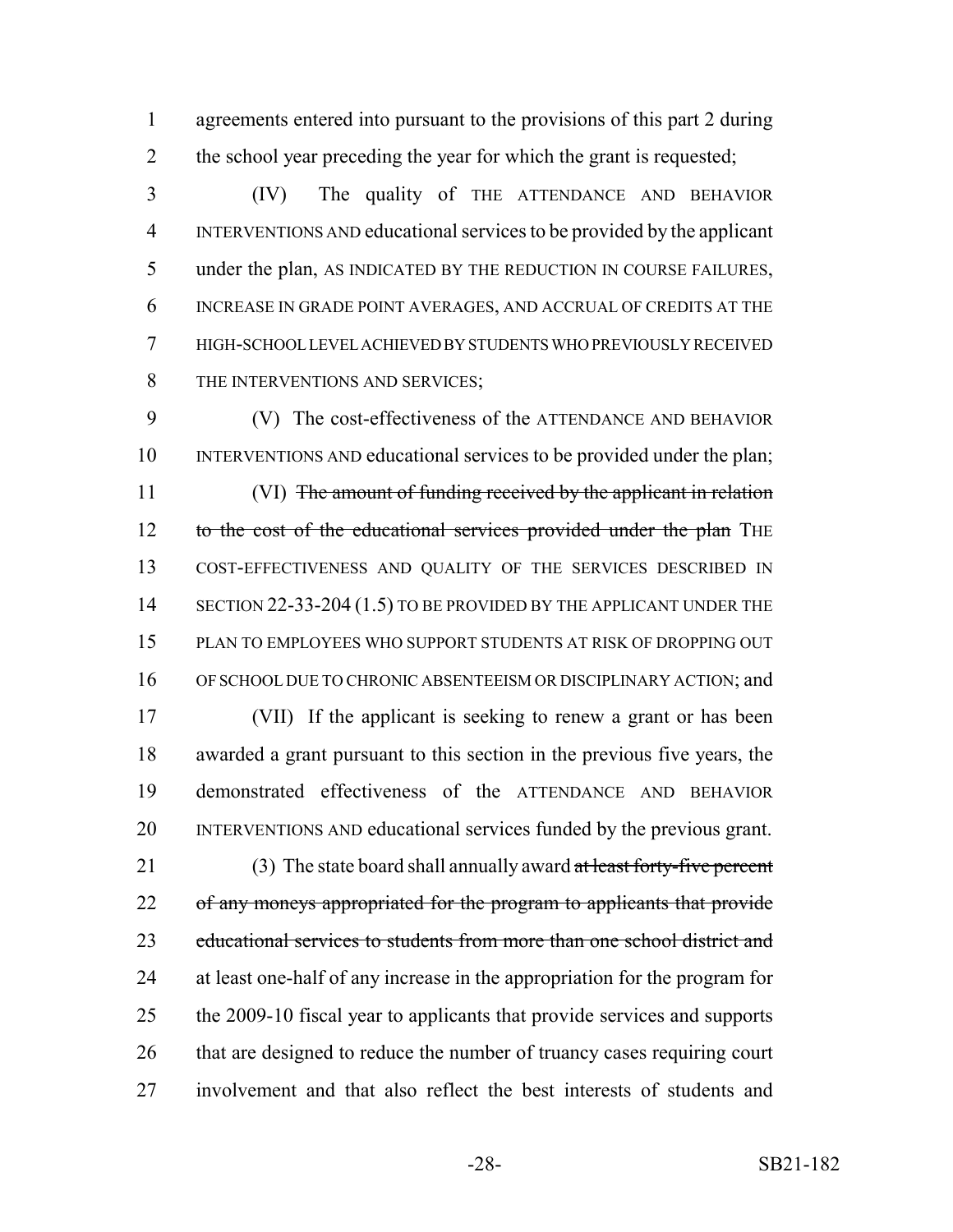agreements entered into pursuant to the provisions of this part 2 during the school year preceding the year for which the grant is requested;

(IV) The quality of THE ATTENDANCE AND BEHAVIOR INTERVENTIONS AND educational services to be provided by the applicant under the plan, AS INDICATED BY THE REDUCTION IN COURSE FAILURES, INCREASE IN GRADE POINT AVERAGES, AND ACCRUAL OF CREDITS AT THE HIGH-SCHOOL LEVEL ACHIEVED BY STUDENTS WHO PREVIOUSLY RECEIVED THE INTERVENTIONS AND SERVICES;

(V) The cost-effectiveness of the ATTENDANCE AND BEHAVIOR INTERVENTIONS AND educational services to be provided under the plan;

(VI) ~~The amount of funding received by the applicant in relation to the cost of the educational services provided under the plan~~ THE COST-EFFECTIVENESS AND QUALITY OF THE SERVICES DESCRIBED IN SECTION 22-33-204 (1.5) TO BE PROVIDED BY THE APPLICANT UNDER THE PLAN TO EMPLOYEES WHO SUPPORT STUDENTS AT RISK OF DROPPING OUT OF SCHOOL DUE TO CHRONIC ABSENTEEISM OR DISCIPLINARY ACTION; and

(VII) If the applicant is seeking to renew a grant or has been awarded a grant pursuant to this section in the previous five years, the demonstrated effectiveness of the ATTENDANCE AND BEHAVIOR INTERVENTIONS AND educational services funded by the previous grant.

(3) The state board shall annually award ~~at least forty-five percent of any moneys appropriated for the program to applicants that provide educational services to students from more than one school district and~~ at least one-half of any increase in the appropriation for the program for the 2009-10 fiscal year to applicants that provide services and supports that are designed to reduce the number of truancy cases requiring court involvement and that also reflect the best interests of students and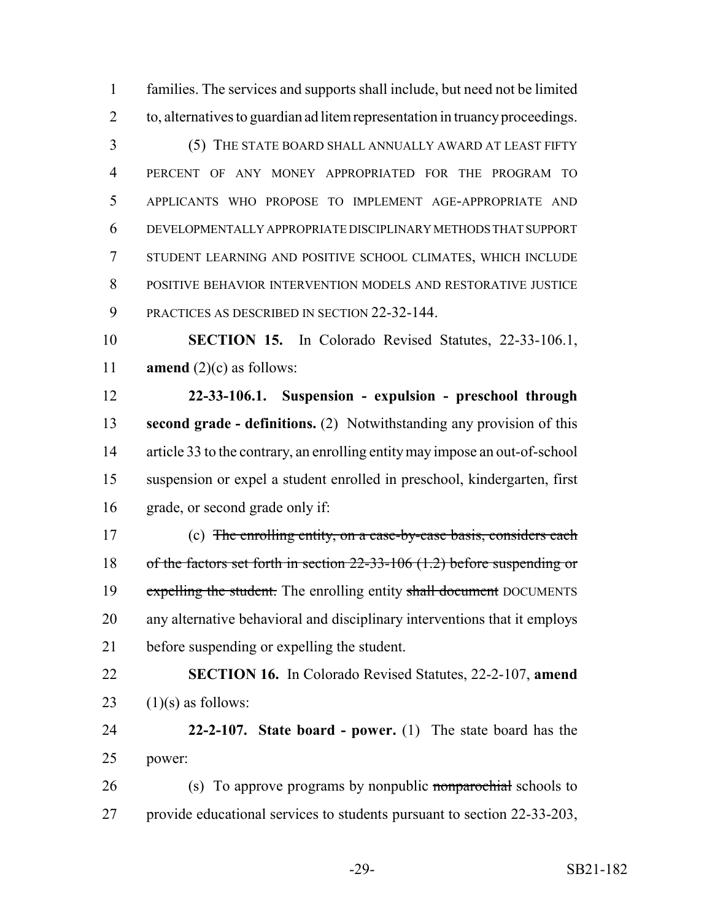families. The services and supports shall include, but need not be limited to, alternatives to guardian ad litem representation in truancy proceedings.

(5) THE STATE BOARD SHALL ANNUALLY AWARD AT LEAST FIFTY PERCENT OF ANY MONEY APPROPRIATED FOR THE PROGRAM TO APPLICANTS WHO PROPOSE TO IMPLEMENT AGE-APPROPRIATE AND DEVELOPMENTALLY APPROPRIATE DISCIPLINARY METHODS THAT SUPPORT STUDENT LEARNING AND POSITIVE SCHOOL CLIMATES, WHICH INCLUDE POSITIVE BEHAVIOR INTERVENTION MODELS AND RESTORATIVE JUSTICE PRACTICES AS DESCRIBED IN SECTION 22-32-144.

**SECTION 15.** In Colorado Revised Statutes, 22-33-106.1, **amend** (2)(c) as follows:

**22-33-106.1. Suspension - expulsion - preschool through second grade - definitions.** (2) Notwithstanding any provision of this article 33 to the contrary, an enrolling entity may impose an out-of-school suspension or expel a student enrolled in preschool, kindergarten, first grade, or second grade only if:

(c) ~~The enrolling entity, on a case-by-case basis, considers each of the factors set forth in section 22-33-106 (1.2) before suspending or expelling the student.~~ The enrolling entity ~~shall document~~ DOCUMENTS any alternative behavioral and disciplinary interventions that it employs before suspending or expelling the student.

**SECTION 16.** In Colorado Revised Statutes, 22-2-107, **amend** (1)(s) as follows:

**22-2-107. State board - power.** (1) The state board has the power:

(s) To approve programs by nonpublic ~~nonparochial~~ schools to provide educational services to students pursuant to section 22-33-203,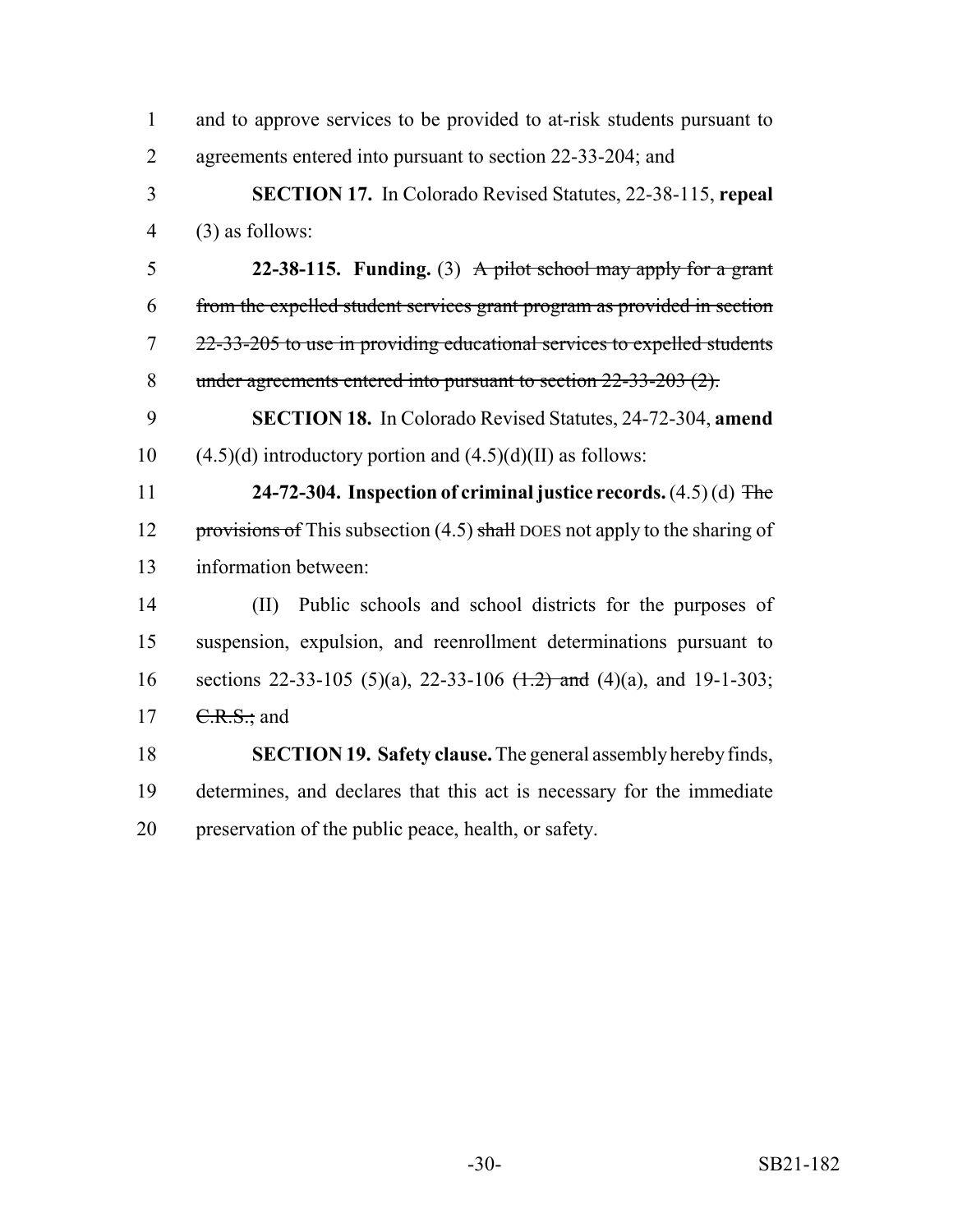and to approve services to be provided to at-risk students pursuant to agreements entered into pursuant to section 22-33-204; and

**SECTION 17.** In Colorado Revised Statutes, 22-38-115, **repeal** (3) as follows:

**22-38-115. Funding.** (3) ~~A pilot school may apply for a grant from the expelled student services grant program as provided in section 22-33-205 to use in providing educational services to expelled students under agreements entered into pursuant to section 22-33-203 (2).~~

**SECTION 18.** In Colorado Revised Statutes, 24-72-304, **amend** (4.5)(d) introductory portion and (4.5)(d)(II) as follows:

**24-72-304. Inspection of criminal justice records.** (4.5) (d) ~~The provisions of~~ This subsection (4.5) ~~shall~~ DOES not apply to the sharing of information between:

(II) Public schools and school districts for the purposes of suspension, expulsion, and reenrollment determinations pursuant to sections 22-33-105 (5)(a), 22-33-106 ~~(1.2) and~~ (4)(a), and 19-1-303; ~~C.R.S.;~~ and

**SECTION 19. Safety clause.** The general assembly hereby finds, determines, and declares that this act is necessary for the immediate preservation of the public peace, health, or safety.